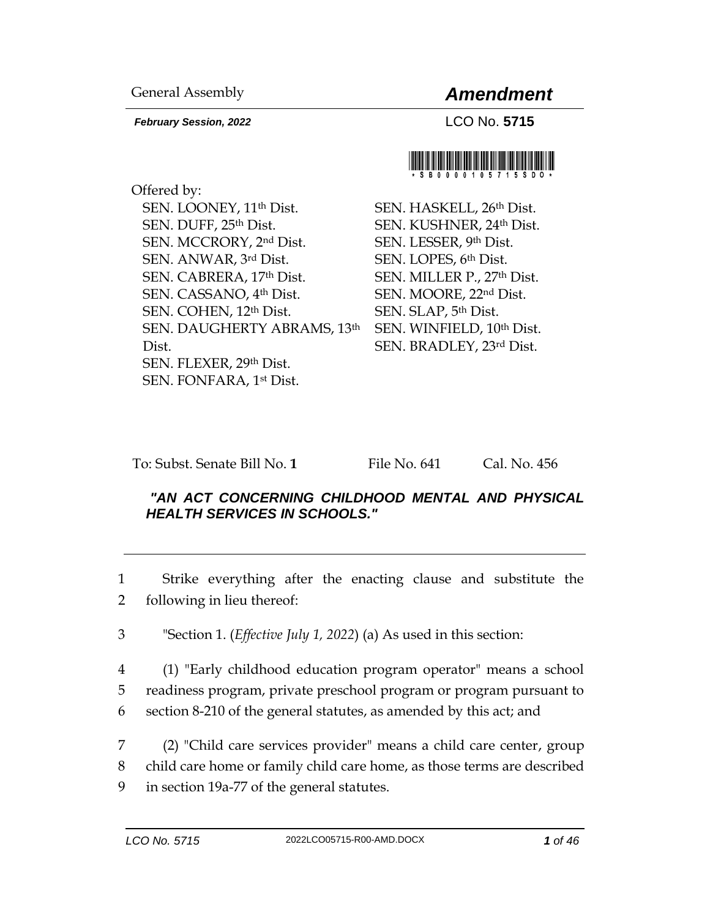General Assembly

# *Amendment*

***February Session, 2022*** LCO No. **5715**

\*SB0000105715SDO\*

Offered by:

SEN. LOONEY, 11th Dist.
SEN. DUFF, 25th Dist.
SEN. MCCRORY, 2nd Dist.
SEN. ANWAR, 3rd Dist.
SEN. CABRERA, 17th Dist.
SEN. CASSANO, 4th Dist.
SEN. COHEN, 12th Dist.
SEN. DAUGHERTY ABRAMS, 13th Dist.
SEN. FLEXER, 29th Dist.
SEN. FONFARA, 1st Dist.
SEN. HASKELL, 26th Dist.
SEN. KUSHNER, 24th Dist.
SEN. LESSER, 9th Dist.
SEN. LOPES, 6th Dist.
SEN. MILLER P., 27th Dist.
SEN. MOORE, 22nd Dist.
SEN. SLAP, 5th Dist.
SEN. WINFIELD, 10th Dist.
SEN. BRADLEY, 23rd Dist.

To: Subst. Senate Bill No. **1** File No. 641 Cal. No. 456

***"AN ACT CONCERNING CHILDHOOD MENTAL AND PHYSICAL HEALTH SERVICES IN SCHOOLS."***

---

1 Strike everything after the enacting clause and substitute the
2 following in lieu thereof:

3 "Section 1. (*Effective July 1, 2022*) (a) As used in this section:

4 (1) "Early childhood education program operator" means a school
5 readiness program, private preschool program or program pursuant to
6 section 8-210 of the general statutes, as amended by this act; and

7 (2) "Child care services provider" means a child care center, group
8 child care home or family child care home, as those terms are described
9 in section 19a-77 of the general statutes.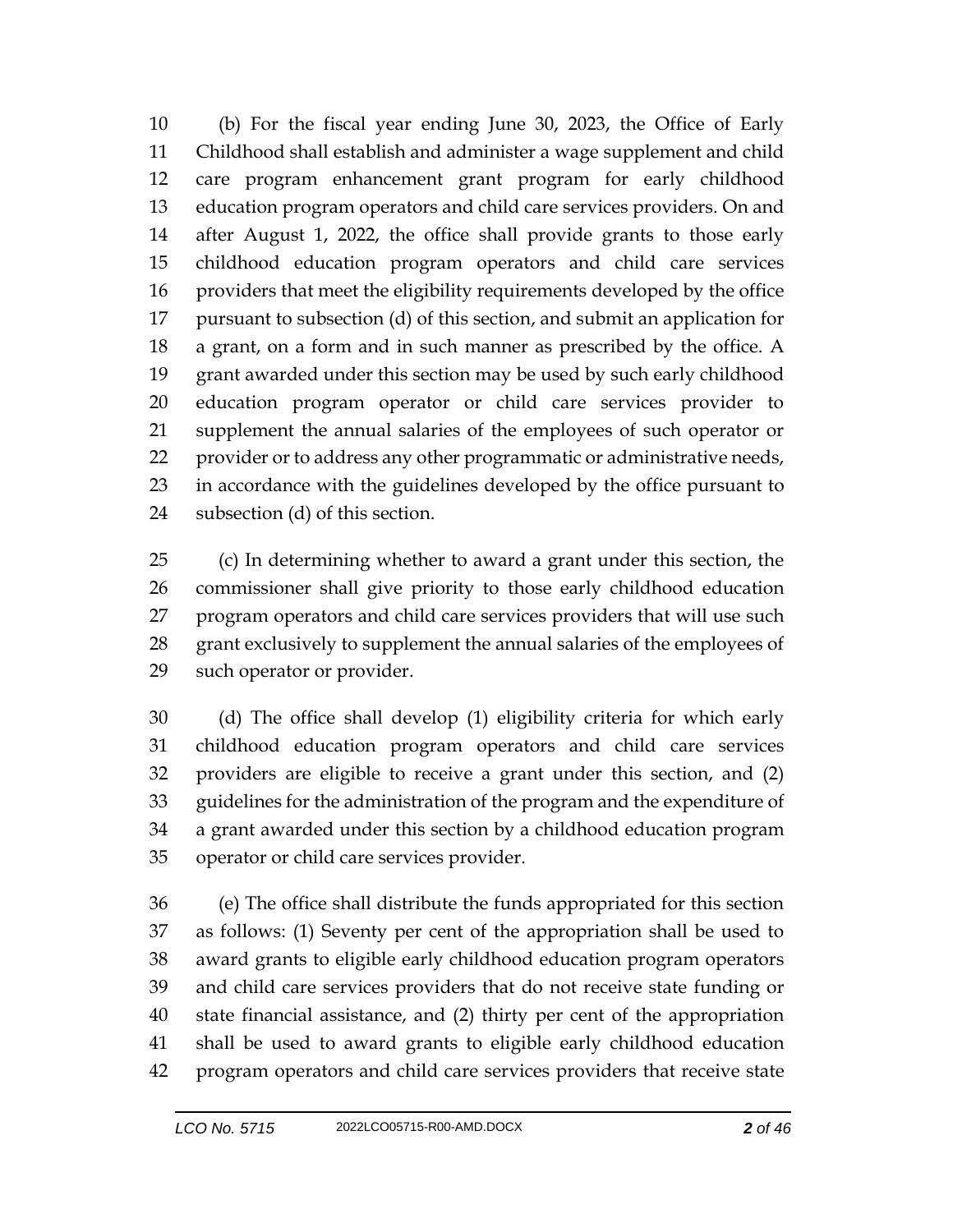(b) For the fiscal year ending June 30, 2023, the Office of Early Childhood shall establish and administer a wage supplement and child care program enhancement grant program for early childhood education program operators and child care services providers. On and after August 1, 2022, the office shall provide grants to those early childhood education program operators and child care services providers that meet the eligibility requirements developed by the office pursuant to subsection (d) of this section, and submit an application for a grant, on a form and in such manner as prescribed by the office. A grant awarded under this section may be used by such early childhood education program operator or child care services provider to supplement the annual salaries of the employees of such operator or provider or to address any other programmatic or administrative needs, in accordance with the guidelines developed by the office pursuant to subsection (d) of this section.

(c) In determining whether to award a grant under this section, the commissioner shall give priority to those early childhood education program operators and child care services providers that will use such grant exclusively to supplement the annual salaries of the employees of such operator or provider.

(d) The office shall develop (1) eligibility criteria for which early childhood education program operators and child care services providers are eligible to receive a grant under this section, and (2) guidelines for the administration of the program and the expenditure of a grant awarded under this section by a childhood education program operator or child care services provider.

(e) The office shall distribute the funds appropriated for this section as follows: (1) Seventy per cent of the appropriation shall be used to award grants to eligible early childhood education program operators and child care services providers that do not receive state funding or state financial assistance, and (2) thirty per cent of the appropriation shall be used to award grants to eligible early childhood education program operators and child care services providers that receive state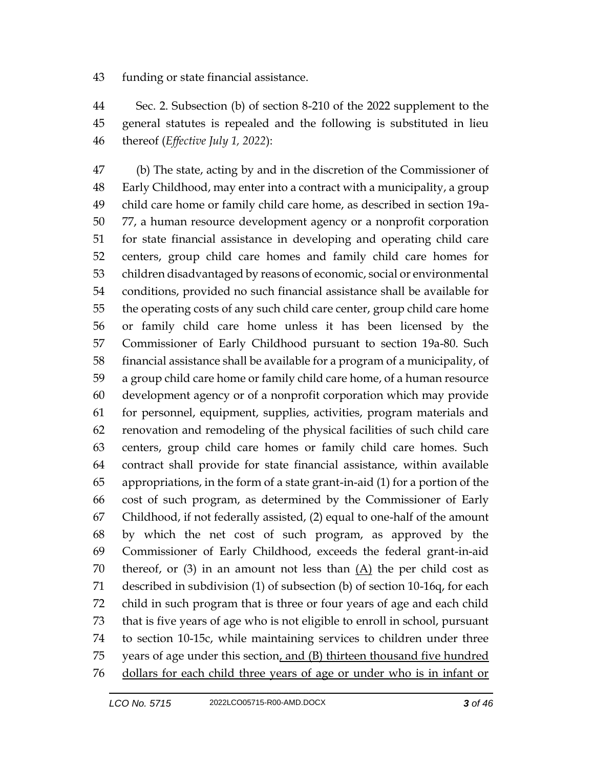funding or state financial assistance.

Sec. 2. Subsection (b) of section 8-210 of the 2022 supplement to the general statutes is repealed and the following is substituted in lieu thereof (*Effective July 1, 2022*):

(b) The state, acting by and in the discretion of the Commissioner of Early Childhood, may enter into a contract with a municipality, a group child care home or family child care home, as described in section 19a-77, a human resource development agency or a nonprofit corporation for state financial assistance in developing and operating child care centers, group child care homes and family child care homes for children disadvantaged by reasons of economic, social or environmental conditions, provided no such financial assistance shall be available for the operating costs of any such child care center, group child care home or family child care home unless it has been licensed by the Commissioner of Early Childhood pursuant to section 19a-80. Such financial assistance shall be available for a program of a municipality, of a group child care home or family child care home, of a human resource development agency or of a nonprofit corporation which may provide for personnel, equipment, supplies, activities, program materials and renovation and remodeling of the physical facilities of such child care centers, group child care homes or family child care homes. Such contract shall provide for state financial assistance, within available appropriations, in the form of a state grant-in-aid (1) for a portion of the cost of such program, as determined by the Commissioner of Early Childhood, if not federally assisted, (2) equal to one-half of the amount by which the net cost of such program, as approved by the Commissioner of Early Childhood, exceeds the federal grant-in-aid thereof, or (3) in an amount not less than (A) the per child cost as described in subdivision (1) of subsection (b) of section 10-16q, for each child in such program that is three or four years of age and each child that is five years of age who is not eligible to enroll in school, pursuant to section 10-15c, while maintaining services to children under three years of age under this section, and (B) thirteen thousand five hundred dollars for each child three years of age or under who is in infant or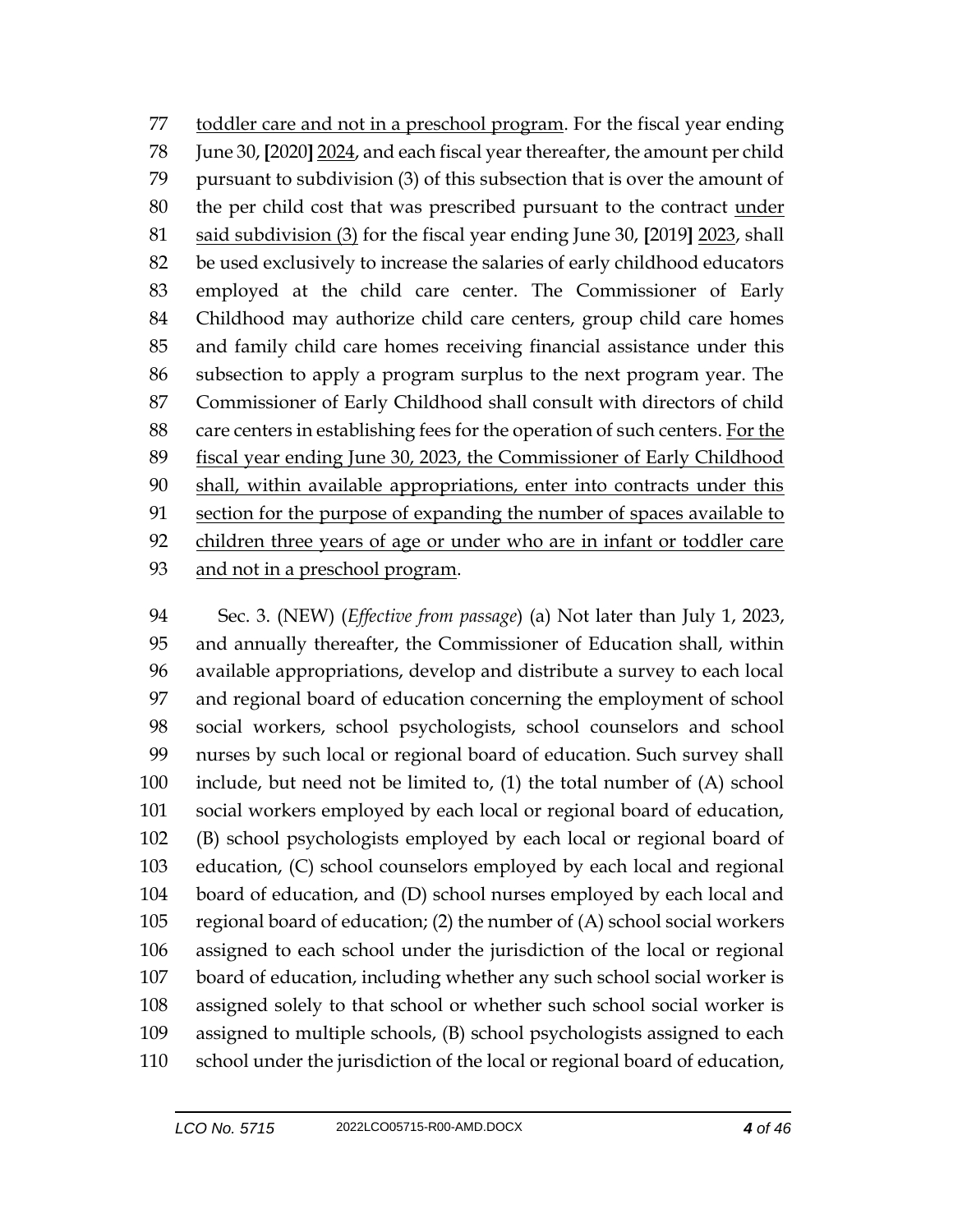77 toddler care and not in a preschool program. For the fiscal year ending 78 June 30, [2020] 2024, and each fiscal year thereafter, the amount per child 79 pursuant to subdivision (3) of this subsection that is over the amount of 80 the per child cost that was prescribed pursuant to the contract under 81 said subdivision (3) for the fiscal year ending June 30, [2019] 2023, shall 82 be used exclusively to increase the salaries of early childhood educators 83 employed at the child care center. The Commissioner of Early 84 Childhood may authorize child care centers, group child care homes 85 and family child care homes receiving financial assistance under this 86 subsection to apply a program surplus to the next program year. The 87 Commissioner of Early Childhood shall consult with directors of child 88 care centers in establishing fees for the operation of such centers. For the 89 fiscal year ending June 30, 2023, the Commissioner of Early Childhood 90 shall, within available appropriations, enter into contracts under this 91 section for the purpose of expanding the number of spaces available to 92 children three years of age or under who are in infant or toddler care 93 and not in a preschool program.

94 Sec. 3. (NEW) (*Effective from passage*) (a) Not later than July 1, 2023, 95 and annually thereafter, the Commissioner of Education shall, within 96 available appropriations, develop and distribute a survey to each local 97 and regional board of education concerning the employment of school 98 social workers, school psychologists, school counselors and school 99 nurses by such local or regional board of education. Such survey shall 100 include, but need not be limited to, (1) the total number of (A) school 101 social workers employed by each local or regional board of education, 102 (B) school psychologists employed by each local or regional board of 103 education, (C) school counselors employed by each local and regional 104 board of education, and (D) school nurses employed by each local and 105 regional board of education; (2) the number of (A) school social workers 106 assigned to each school under the jurisdiction of the local or regional 107 board of education, including whether any such school social worker is 108 assigned solely to that school or whether such school social worker is 109 assigned to multiple schools, (B) school psychologists assigned to each 110 school under the jurisdiction of the local or regional board of education,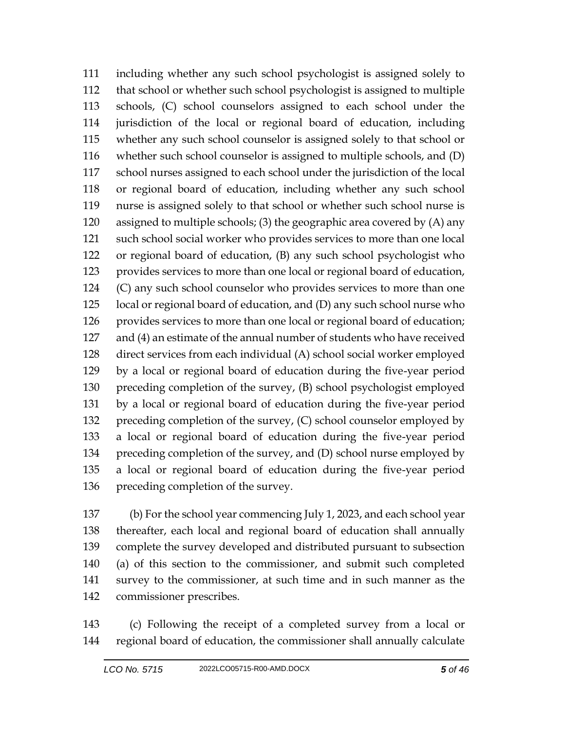including whether any such school psychologist is assigned solely to that school or whether such school psychologist is assigned to multiple schools, (C) school counselors assigned to each school under the jurisdiction of the local or regional board of education, including whether any such school counselor is assigned solely to that school or whether such school counselor is assigned to multiple schools, and (D) school nurses assigned to each school under the jurisdiction of the local or regional board of education, including whether any such school nurse is assigned solely to that school or whether such school nurse is assigned to multiple schools; (3) the geographic area covered by (A) any such school social worker who provides services to more than one local or regional board of education, (B) any such school psychologist who provides services to more than one local or regional board of education, (C) any such school counselor who provides services to more than one local or regional board of education, and (D) any such school nurse who provides services to more than one local or regional board of education; and (4) an estimate of the annual number of students who have received direct services from each individual (A) school social worker employed by a local or regional board of education during the five-year period preceding completion of the survey, (B) school psychologist employed by a local or regional board of education during the five-year period preceding completion of the survey, (C) school counselor employed by a local or regional board of education during the five-year period preceding completion of the survey, and (D) school nurse employed by a local or regional board of education during the five-year period preceding completion of the survey.

(b) For the school year commencing July 1, 2023, and each school year thereafter, each local and regional board of education shall annually complete the survey developed and distributed pursuant to subsection (a) of this section to the commissioner, and submit such completed survey to the commissioner, at such time and in such manner as the commissioner prescribes.

(c) Following the receipt of a completed survey from a local or regional board of education, the commissioner shall annually calculate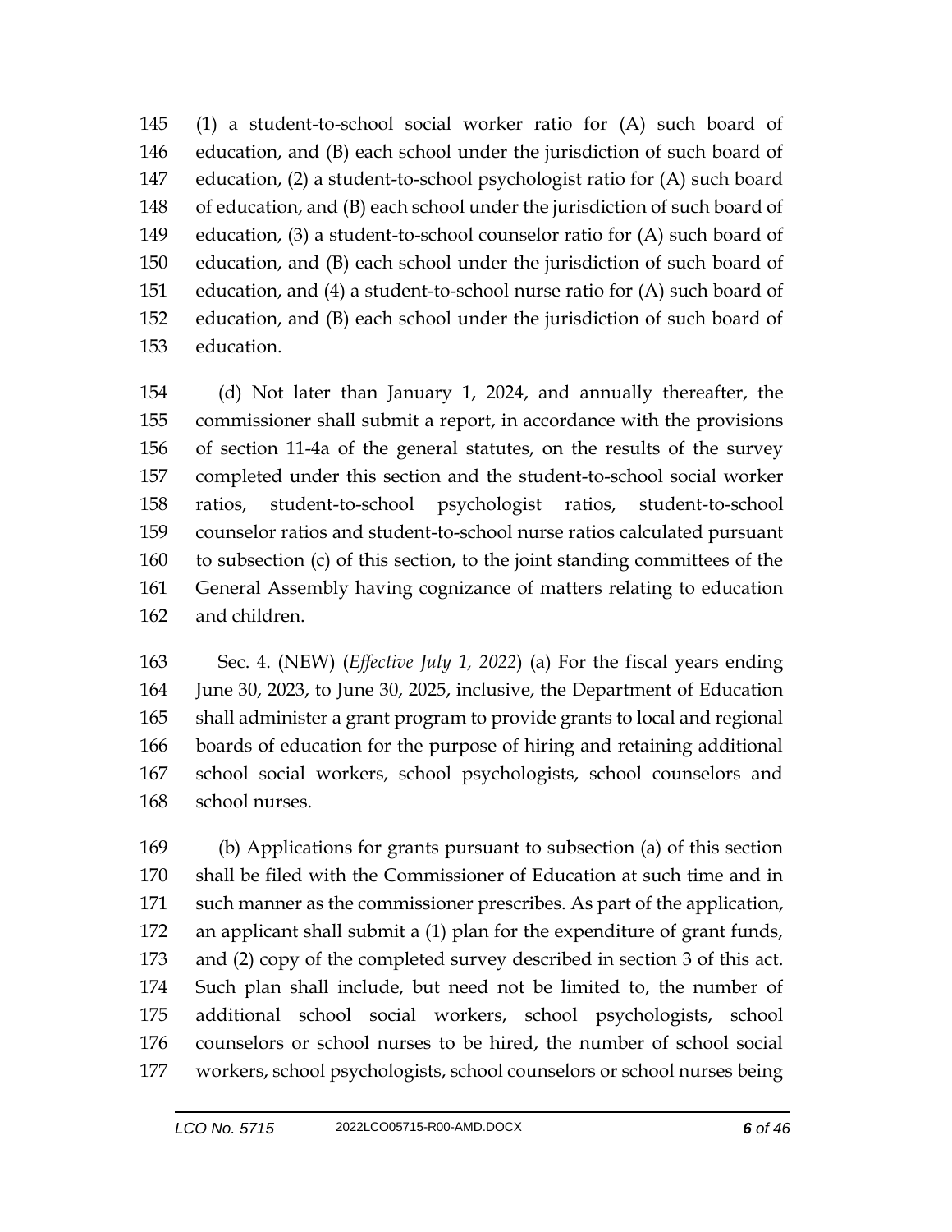145 (1) a student-to-school social worker ratio for (A) such board of
146 education, and (B) each school under the jurisdiction of such board of
147 education, (2) a student-to-school psychologist ratio for (A) such board
148 of education, and (B) each school under the jurisdiction of such board of
149 education, (3) a student-to-school counselor ratio for (A) such board of
150 education, and (B) each school under the jurisdiction of such board of
151 education, and (4) a student-to-school nurse ratio for (A) such board of
152 education, and (B) each school under the jurisdiction of such board of
153 education.

154 (d) Not later than January 1, 2024, and annually thereafter, the
155 commissioner shall submit a report, in accordance with the provisions
156 of section 11-4a of the general statutes, on the results of the survey
157 completed under this section and the student-to-school social worker
158 ratios, student-to-school psychologist ratios, student-to-school
159 counselor ratios and student-to-school nurse ratios calculated pursuant
160 to subsection (c) of this section, to the joint standing committees of the
161 General Assembly having cognizance of matters relating to education
162 and children.

163 Sec. 4. (NEW) (*Effective July 1, 2022*) (a) For the fiscal years ending
164 June 30, 2023, to June 30, 2025, inclusive, the Department of Education
165 shall administer a grant program to provide grants to local and regional
166 boards of education for the purpose of hiring and retaining additional
167 school social workers, school psychologists, school counselors and
168 school nurses.

169 (b) Applications for grants pursuant to subsection (a) of this section
170 shall be filed with the Commissioner of Education at such time and in
171 such manner as the commissioner prescribes. As part of the application,
172 an applicant shall submit a (1) plan for the expenditure of grant funds,
173 and (2) copy of the completed survey described in section 3 of this act.
174 Such plan shall include, but need not be limited to, the number of
175 additional school social workers, school psychologists, school
176 counselors or school nurses to be hired, the number of school social
177 workers, school psychologists, school counselors or school nurses being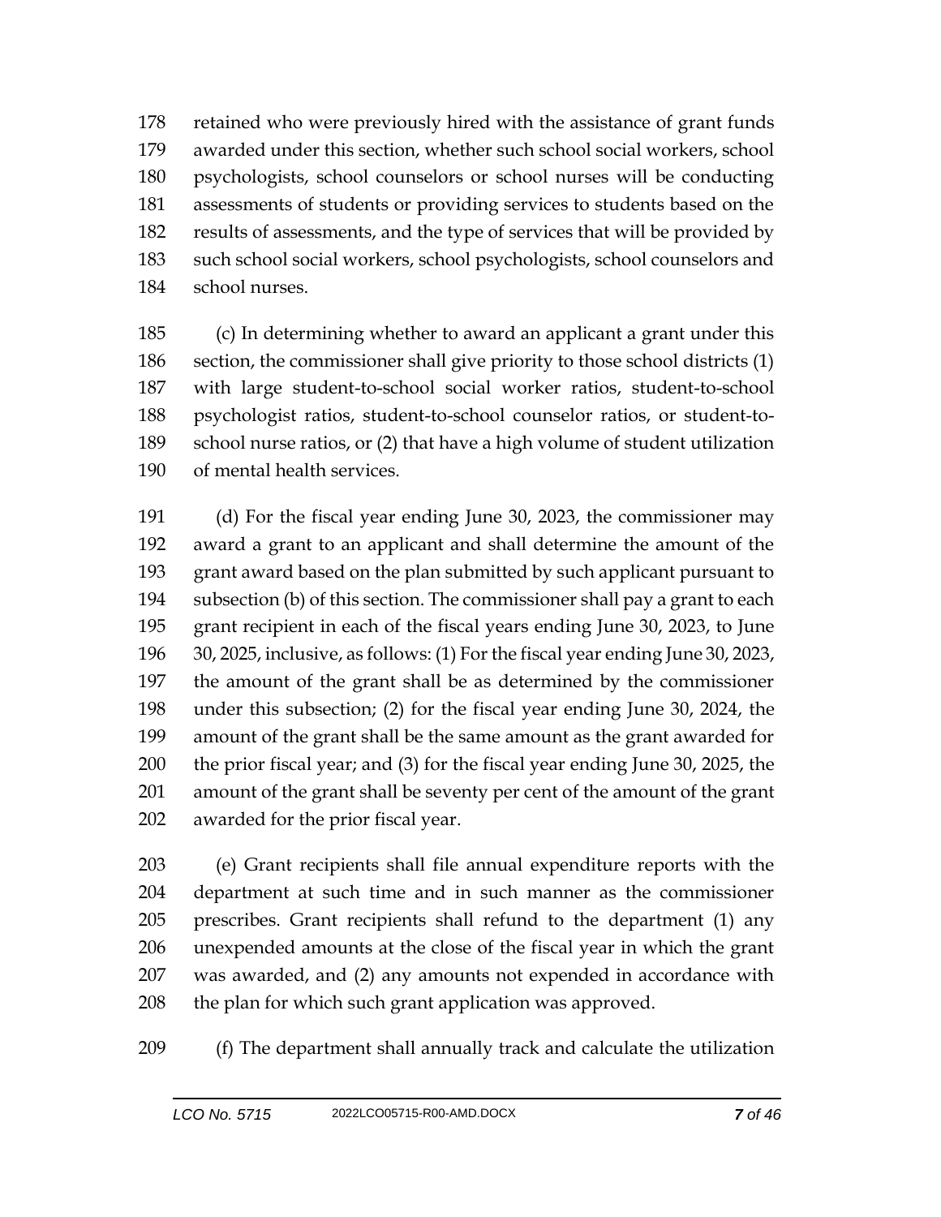retained who were previously hired with the assistance of grant funds awarded under this section, whether such school social workers, school psychologists, school counselors or school nurses will be conducting assessments of students or providing services to students based on the results of assessments, and the type of services that will be provided by such school social workers, school psychologists, school counselors and school nurses.

(c) In determining whether to award an applicant a grant under this section, the commissioner shall give priority to those school districts (1) with large student-to-school social worker ratios, student-to-school psychologist ratios, student-to-school counselor ratios, or student-to-school nurse ratios, or (2) that have a high volume of student utilization of mental health services.

(d) For the fiscal year ending June 30, 2023, the commissioner may award a grant to an applicant and shall determine the amount of the grant award based on the plan submitted by such applicant pursuant to subsection (b) of this section. The commissioner shall pay a grant to each grant recipient in each of the fiscal years ending June 30, 2023, to June 30, 2025, inclusive, as follows: (1) For the fiscal year ending June 30, 2023, the amount of the grant shall be as determined by the commissioner under this subsection; (2) for the fiscal year ending June 30, 2024, the amount of the grant shall be the same amount as the grant awarded for the prior fiscal year; and (3) for the fiscal year ending June 30, 2025, the amount of the grant shall be seventy per cent of the amount of the grant awarded for the prior fiscal year.

(e) Grant recipients shall file annual expenditure reports with the department at such time and in such manner as the commissioner prescribes. Grant recipients shall refund to the department (1) any unexpended amounts at the close of the fiscal year in which the grant was awarded, and (2) any amounts not expended in accordance with the plan for which such grant application was approved.

(f) The department shall annually track and calculate the utilization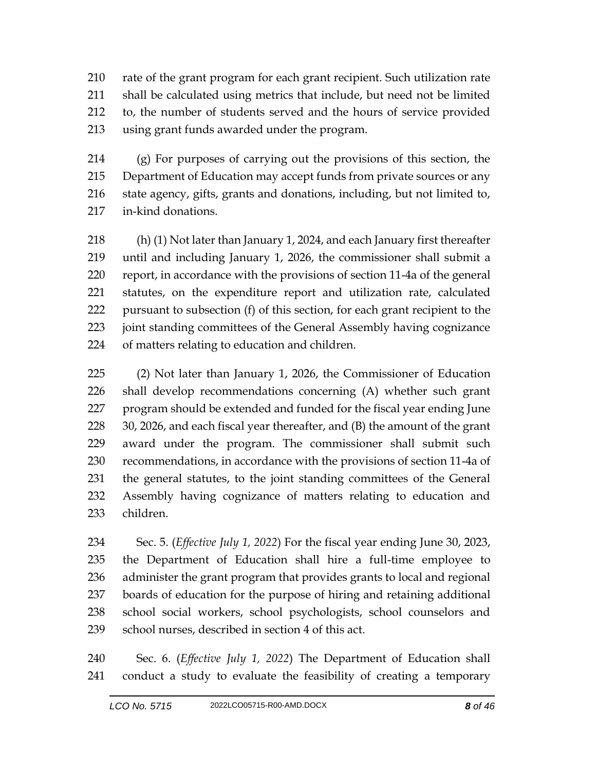rate of the grant program for each grant recipient. Such utilization rate shall be calculated using metrics that include, but need not be limited to, the number of students served and the hours of service provided using grant funds awarded under the program.

(g) For purposes of carrying out the provisions of this section, the Department of Education may accept funds from private sources or any state agency, gifts, grants and donations, including, but not limited to, in-kind donations.

(h) (1) Not later than January 1, 2024, and each January first thereafter until and including January 1, 2026, the commissioner shall submit a report, in accordance with the provisions of section 11-4a of the general statutes, on the expenditure report and utilization rate, calculated pursuant to subsection (f) of this section, for each grant recipient to the joint standing committees of the General Assembly having cognizance of matters relating to education and children.

(2) Not later than January 1, 2026, the Commissioner of Education shall develop recommendations concerning (A) whether such grant program should be extended and funded for the fiscal year ending June 30, 2026, and each fiscal year thereafter, and (B) the amount of the grant award under the program. The commissioner shall submit such recommendations, in accordance with the provisions of section 11-4a of the general statutes, to the joint standing committees of the General Assembly having cognizance of matters relating to education and children.

Sec. 5. (*Effective July 1, 2022*) For the fiscal year ending June 30, 2023, the Department of Education shall hire a full-time employee to administer the grant program that provides grants to local and regional boards of education for the purpose of hiring and retaining additional school social workers, school psychologists, school counselors and school nurses, described in section 4 of this act.

Sec. 6. (*Effective July 1, 2022*) The Department of Education shall conduct a study to evaluate the feasibility of creating a temporary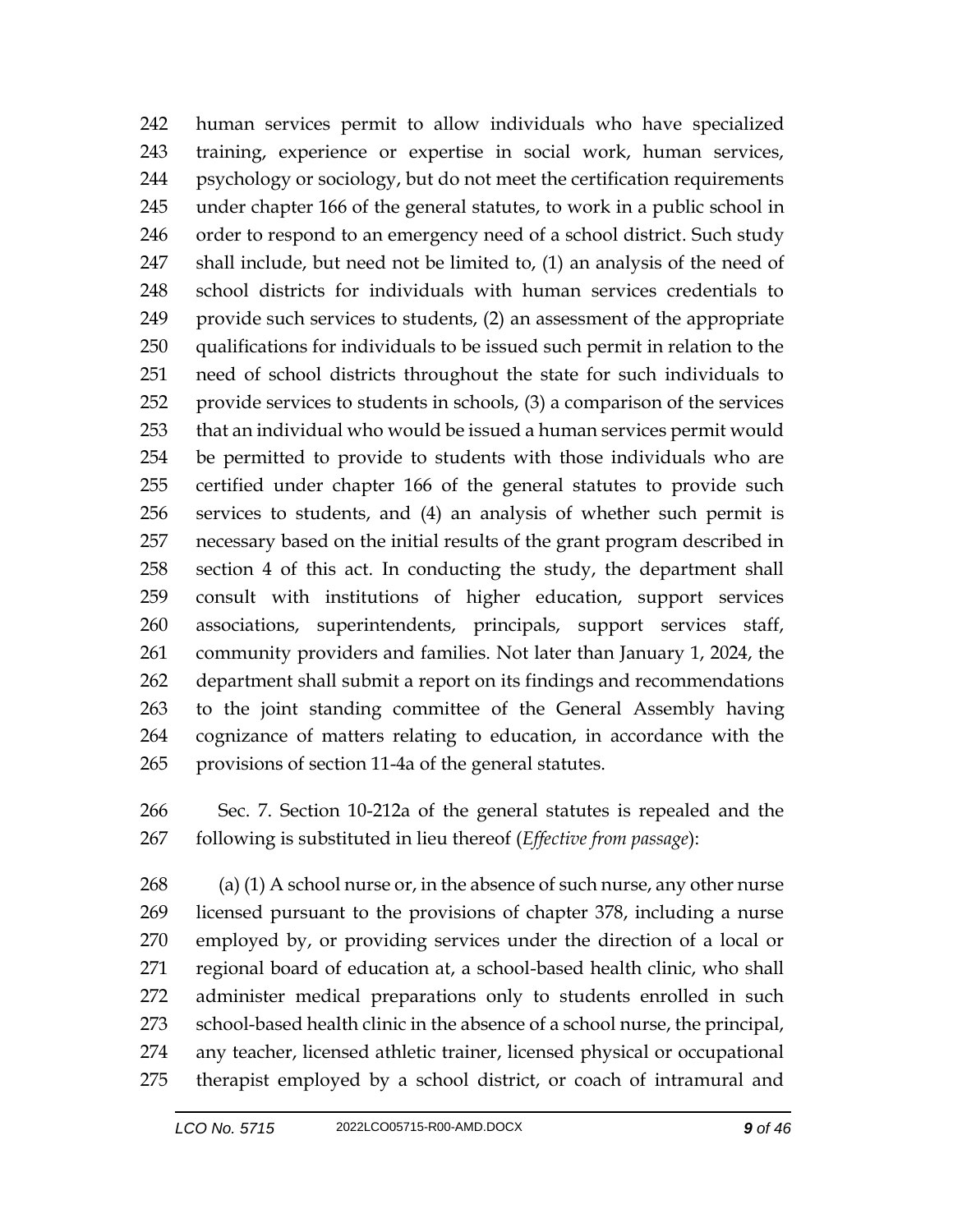242 human services permit to allow individuals who have specialized
243 training, experience or expertise in social work, human services,
244 psychology or sociology, but do not meet the certification requirements
245 under chapter 166 of the general statutes, to work in a public school in
246 order to respond to an emergency need of a school district. Such study
247 shall include, but need not be limited to, (1) an analysis of the need of
248 school districts for individuals with human services credentials to
249 provide such services to students, (2) an assessment of the appropriate
250 qualifications for individuals to be issued such permit in relation to the
251 need of school districts throughout the state for such individuals to
252 provide services to students in schools, (3) a comparison of the services
253 that an individual who would be issued a human services permit would
254 be permitted to provide to students with those individuals who are
255 certified under chapter 166 of the general statutes to provide such
256 services to students, and (4) an analysis of whether such permit is
257 necessary based on the initial results of the grant program described in
258 section 4 of this act. In conducting the study, the department shall
259 consult with institutions of higher education, support services
260 associations, superintendents, principals, support services staff,
261 community providers and families. Not later than January 1, 2024, the
262 department shall submit a report on its findings and recommendations
263 to the joint standing committee of the General Assembly having
264 cognizance of matters relating to education, in accordance with the
265 provisions of section 11-4a of the general statutes.

266 Sec. 7. Section 10-212a of the general statutes is repealed and the
267 following is substituted in lieu thereof (*Effective from passage*):

268 (a) (1) A school nurse or, in the absence of such nurse, any other nurse
269 licensed pursuant to the provisions of chapter 378, including a nurse
270 employed by, or providing services under the direction of a local or
271 regional board of education at, a school-based health clinic, who shall
272 administer medical preparations only to students enrolled in such
273 school-based health clinic in the absence of a school nurse, the principal,
274 any teacher, licensed athletic trainer, licensed physical or occupational
275 therapist employed by a school district, or coach of intramural and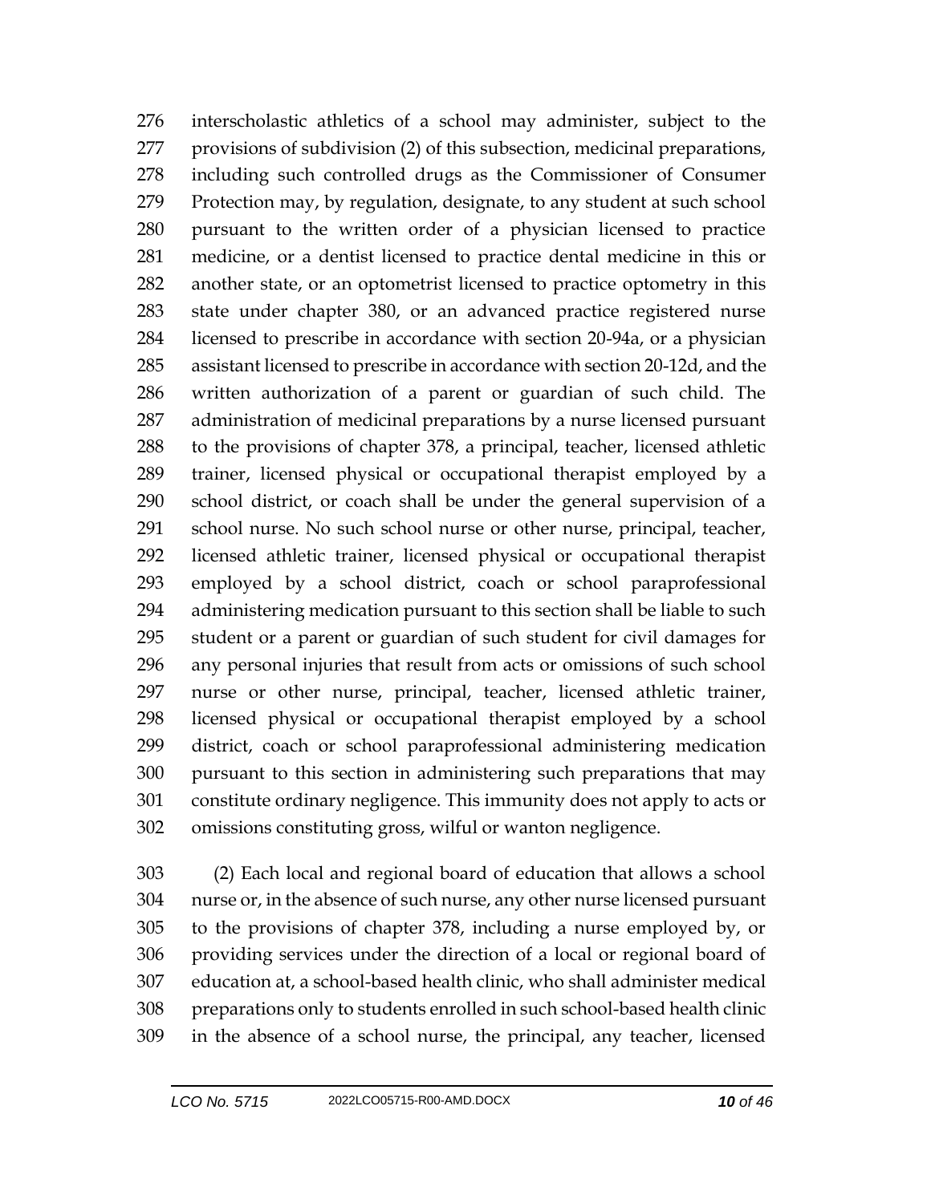interscholastic athletics of a school may administer, subject to the provisions of subdivision (2) of this subsection, medicinal preparations, including such controlled drugs as the Commissioner of Consumer Protection may, by regulation, designate, to any student at such school pursuant to the written order of a physician licensed to practice medicine, or a dentist licensed to practice dental medicine in this or another state, or an optometrist licensed to practice optometry in this state under chapter 380, or an advanced practice registered nurse licensed to prescribe in accordance with section 20-94a, or a physician assistant licensed to prescribe in accordance with section 20-12d, and the written authorization of a parent or guardian of such child. The administration of medicinal preparations by a nurse licensed pursuant to the provisions of chapter 378, a principal, teacher, licensed athletic trainer, licensed physical or occupational therapist employed by a school district, or coach shall be under the general supervision of a school nurse. No such school nurse or other nurse, principal, teacher, licensed athletic trainer, licensed physical or occupational therapist employed by a school district, coach or school paraprofessional administering medication pursuant to this section shall be liable to such student or a parent or guardian of such student for civil damages for any personal injuries that result from acts or omissions of such school nurse or other nurse, principal, teacher, licensed athletic trainer, licensed physical or occupational therapist employed by a school district, coach or school paraprofessional administering medication pursuant to this section in administering such preparations that may constitute ordinary negligence. This immunity does not apply to acts or omissions constituting gross, wilful or wanton negligence.

(2) Each local and regional board of education that allows a school nurse or, in the absence of such nurse, any other nurse licensed pursuant to the provisions of chapter 378, including a nurse employed by, or providing services under the direction of a local or regional board of education at, a school-based health clinic, who shall administer medical preparations only to students enrolled in such school-based health clinic in the absence of a school nurse, the principal, any teacher, licensed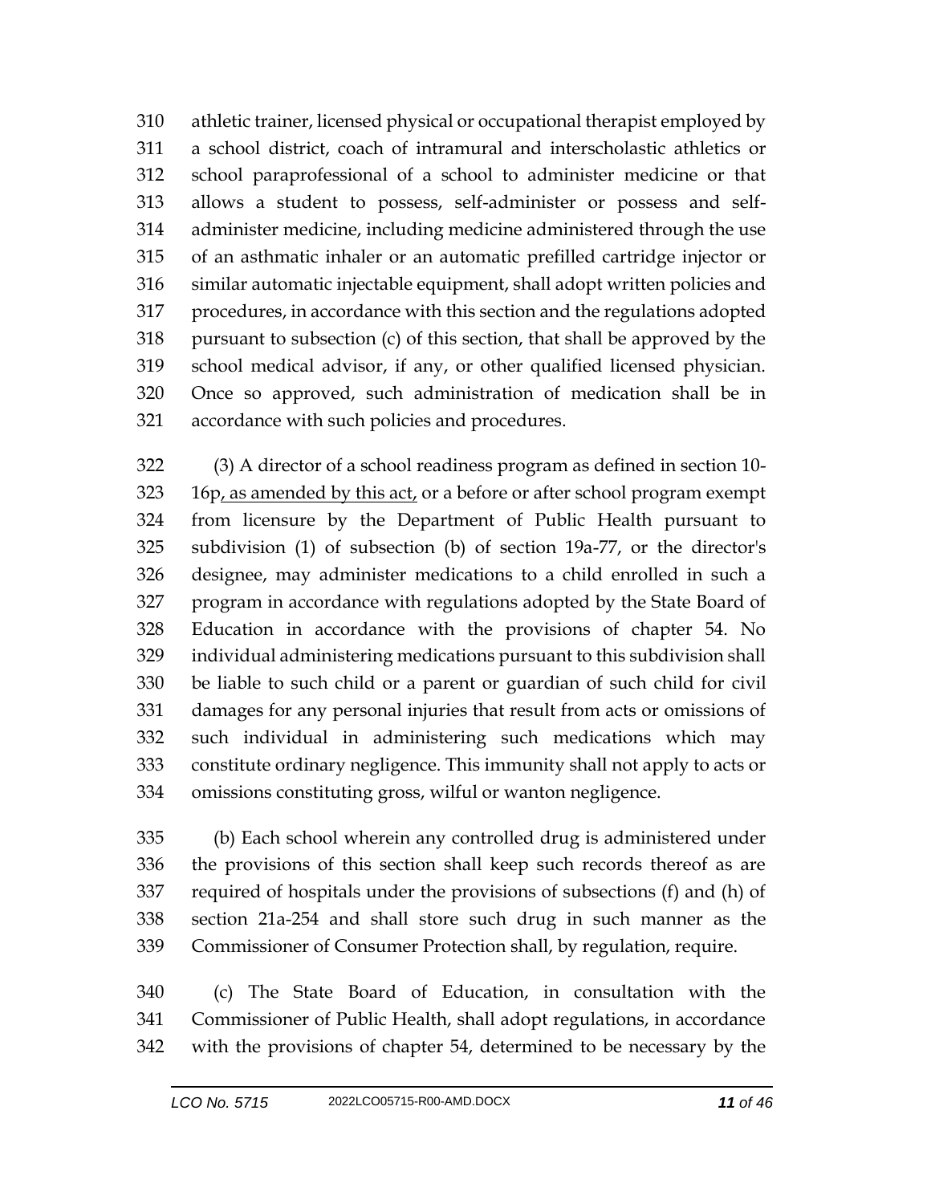310 athletic trainer, licensed physical or occupational therapist employed by
311 a school district, coach of intramural and interscholastic athletics or
312 school paraprofessional of a school to administer medicine or that
313 allows a student to possess, self-administer or possess and self-
314 administer medicine, including medicine administered through the use
315 of an asthmatic inhaler or an automatic prefilled cartridge injector or
316 similar automatic injectable equipment, shall adopt written policies and
317 procedures, in accordance with this section and the regulations adopted
318 pursuant to subsection (c) of this section, that shall be approved by the
319 school medical advisor, if any, or other qualified licensed physician.
320 Once so approved, such administration of medication shall be in
321 accordance with such policies and procedures.

322 (3) A director of a school readiness program as defined in section 10-
323 16p<u>, as amended by this act,</u> or a before or after school program exempt
324 from licensure by the Department of Public Health pursuant to
325 subdivision (1) of subsection (b) of section 19a-77, or the director's
326 designee, may administer medications to a child enrolled in such a
327 program in accordance with regulations adopted by the State Board of
328 Education in accordance with the provisions of chapter 54. No
329 individual administering medications pursuant to this subdivision shall
330 be liable to such child or a parent or guardian of such child for civil
331 damages for any personal injuries that result from acts or omissions of
332 such individual in administering such medications which may
333 constitute ordinary negligence. This immunity shall not apply to acts or
334 omissions constituting gross, wilful or wanton negligence.

335 (b) Each school wherein any controlled drug is administered under
336 the provisions of this section shall keep such records thereof as are
337 required of hospitals under the provisions of subsections (f) and (h) of
338 section 21a-254 and shall store such drug in such manner as the
339 Commissioner of Consumer Protection shall, by regulation, require.

340 (c) The State Board of Education, in consultation with the
341 Commissioner of Public Health, shall adopt regulations, in accordance
342 with the provisions of chapter 54, determined to be necessary by the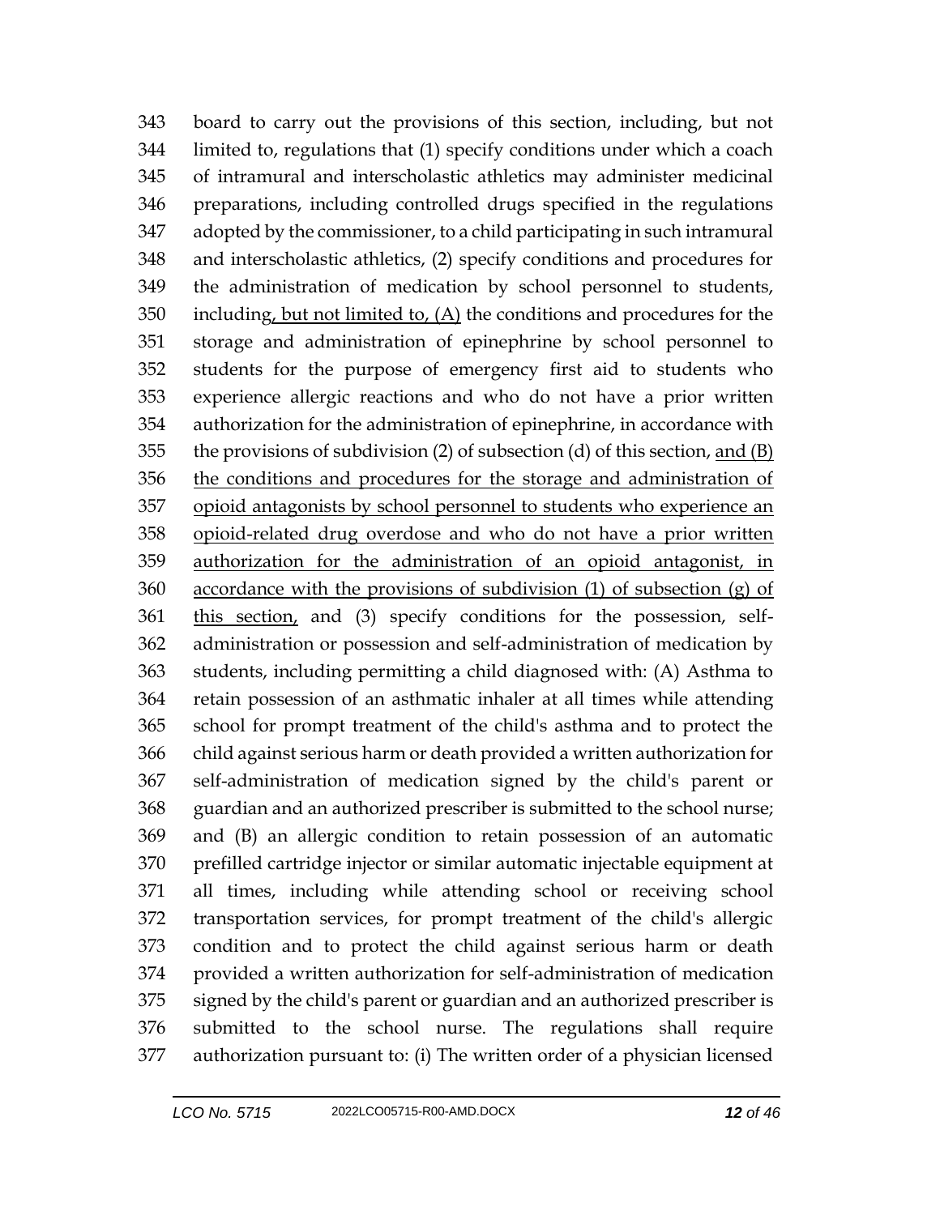343 board to carry out the provisions of this section, including, but not
344 limited to, regulations that (1) specify conditions under which a coach
345 of intramural and interscholastic athletics may administer medicinal
346 preparations, including controlled drugs specified in the regulations
347 adopted by the commissioner, to a child participating in such intramural
348 and interscholastic athletics, (2) specify conditions and procedures for
349 the administration of medication by school personnel to students,
350 including, but not limited to, (A) the conditions and procedures for the
351 storage and administration of epinephrine by school personnel to
352 students for the purpose of emergency first aid to students who
353 experience allergic reactions and who do not have a prior written
354 authorization for the administration of epinephrine, in accordance with
355 the provisions of subdivision (2) of subsection (d) of this section, and (B)
356 the conditions and procedures for the storage and administration of
357 opioid antagonists by school personnel to students who experience an
358 opioid-related drug overdose and who do not have a prior written
359 authorization for the administration of an opioid antagonist, in
360 accordance with the provisions of subdivision (1) of subsection (g) of
361 this section, and (3) specify conditions for the possession, self-
362 administration or possession and self-administration of medication by
363 students, including permitting a child diagnosed with: (A) Asthma to
364 retain possession of an asthmatic inhaler at all times while attending
365 school for prompt treatment of the child's asthma and to protect the
366 child against serious harm or death provided a written authorization for
367 self-administration of medication signed by the child's parent or
368 guardian and an authorized prescriber is submitted to the school nurse;
369 and (B) an allergic condition to retain possession of an automatic
370 prefilled cartridge injector or similar automatic injectable equipment at
371 all times, including while attending school or receiving school
372 transportation services, for prompt treatment of the child's allergic
373 condition and to protect the child against serious harm or death
374 provided a written authorization for self-administration of medication
375 signed by the child's parent or guardian and an authorized prescriber is
376 submitted to the school nurse. The regulations shall require
377 authorization pursuant to: (i) The written order of a physician licensed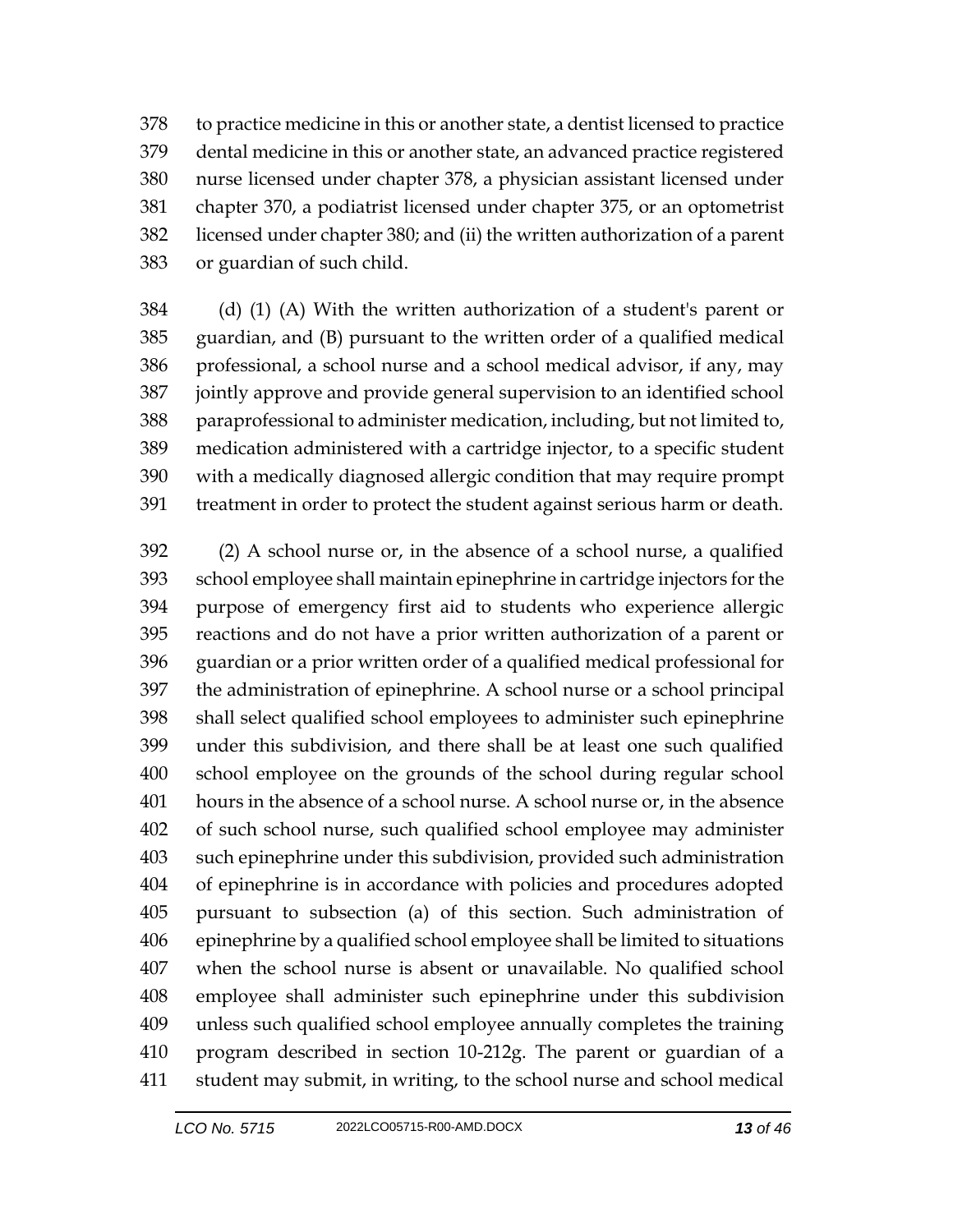378 to practice medicine in this or another state, a dentist licensed to practice
379 dental medicine in this or another state, an advanced practice registered
380 nurse licensed under chapter 378, a physician assistant licensed under
381 chapter 370, a podiatrist licensed under chapter 375, or an optometrist
382 licensed under chapter 380; and (ii) the written authorization of a parent
383 or guardian of such child.

384 (d) (1) (A) With the written authorization of a student's parent or
385 guardian, and (B) pursuant to the written order of a qualified medical
386 professional, a school nurse and a school medical advisor, if any, may
387 jointly approve and provide general supervision to an identified school
388 paraprofessional to administer medication, including, but not limited to,
389 medication administered with a cartridge injector, to a specific student
390 with a medically diagnosed allergic condition that may require prompt
391 treatment in order to protect the student against serious harm or death.

392 (2) A school nurse or, in the absence of a school nurse, a qualified
393 school employee shall maintain epinephrine in cartridge injectors for the
394 purpose of emergency first aid to students who experience allergic
395 reactions and do not have a prior written authorization of a parent or
396 guardian or a prior written order of a qualified medical professional for
397 the administration of epinephrine. A school nurse or a school principal
398 shall select qualified school employees to administer such epinephrine
399 under this subdivision, and there shall be at least one such qualified
400 school employee on the grounds of the school during regular school
401 hours in the absence of a school nurse. A school nurse or, in the absence
402 of such school nurse, such qualified school employee may administer
403 such epinephrine under this subdivision, provided such administration
404 of epinephrine is in accordance with policies and procedures adopted
405 pursuant to subsection (a) of this section. Such administration of
406 epinephrine by a qualified school employee shall be limited to situations
407 when the school nurse is absent or unavailable. No qualified school
408 employee shall administer such epinephrine under this subdivision
409 unless such qualified school employee annually completes the training
410 program described in section 10-212g. The parent or guardian of a
411 student may submit, in writing, to the school nurse and school medical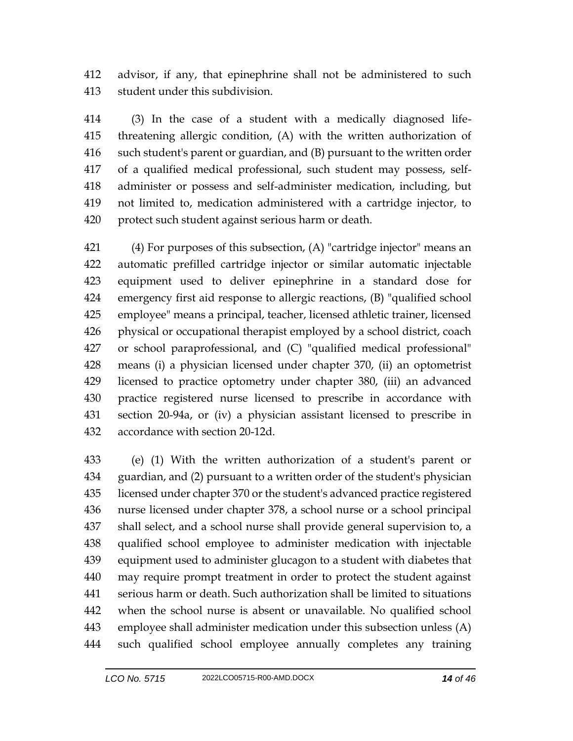advisor, if any, that epinephrine shall not be administered to such student under this subdivision.

(3) In the case of a student with a medically diagnosed life-threatening allergic condition, (A) with the written authorization of such student's parent or guardian, and (B) pursuant to the written order of a qualified medical professional, such student may possess, self-administer or possess and self-administer medication, including, but not limited to, medication administered with a cartridge injector, to protect such student against serious harm or death.

(4) For purposes of this subsection, (A) "cartridge injector" means an automatic prefilled cartridge injector or similar automatic injectable equipment used to deliver epinephrine in a standard dose for emergency first aid response to allergic reactions, (B) "qualified school employee" means a principal, teacher, licensed athletic trainer, licensed physical or occupational therapist employed by a school district, coach or school paraprofessional, and (C) "qualified medical professional" means (i) a physician licensed under chapter 370, (ii) an optometrist licensed to practice optometry under chapter 380, (iii) an advanced practice registered nurse licensed to prescribe in accordance with section 20-94a, or (iv) a physician assistant licensed to prescribe in accordance with section 20-12d.

(e) (1) With the written authorization of a student's parent or guardian, and (2) pursuant to a written order of the student's physician licensed under chapter 370 or the student's advanced practice registered nurse licensed under chapter 378, a school nurse or a school principal shall select, and a school nurse shall provide general supervision to, a qualified school employee to administer medication with injectable equipment used to administer glucagon to a student with diabetes that may require prompt treatment in order to protect the student against serious harm or death. Such authorization shall be limited to situations when the school nurse is absent or unavailable. No qualified school employee shall administer medication under this subsection unless (A) such qualified school employee annually completes any training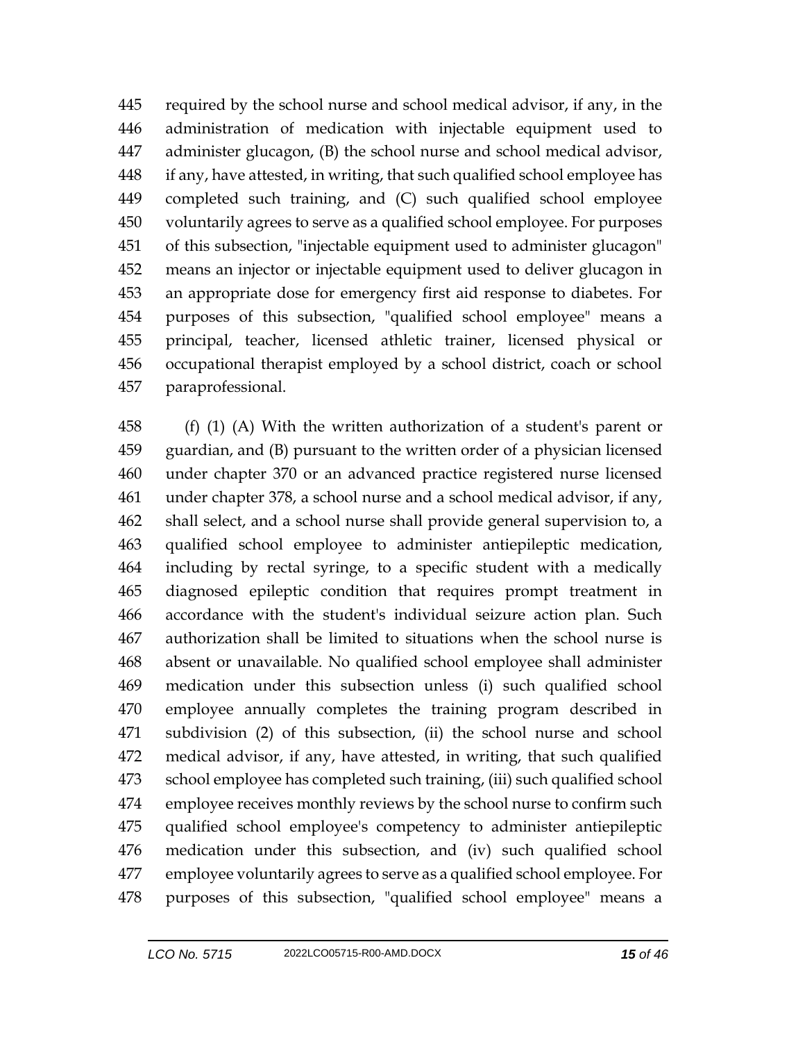required by the school nurse and school medical advisor, if any, in the administration of medication with injectable equipment used to administer glucagon, (B) the school nurse and school medical advisor, if any, have attested, in writing, that such qualified school employee has completed such training, and (C) such qualified school employee voluntarily agrees to serve as a qualified school employee. For purposes of this subsection, "injectable equipment used to administer glucagon" means an injector or injectable equipment used to deliver glucagon in an appropriate dose for emergency first aid response to diabetes. For purposes of this subsection, "qualified school employee" means a principal, teacher, licensed athletic trainer, licensed physical or occupational therapist employed by a school district, coach or school paraprofessional.

(f) (1) (A) With the written authorization of a student's parent or guardian, and (B) pursuant to the written order of a physician licensed under chapter 370 or an advanced practice registered nurse licensed under chapter 378, a school nurse and a school medical advisor, if any, shall select, and a school nurse shall provide general supervision to, a qualified school employee to administer antiepileptic medication, including by rectal syringe, to a specific student with a medically diagnosed epileptic condition that requires prompt treatment in accordance with the student's individual seizure action plan. Such authorization shall be limited to situations when the school nurse is absent or unavailable. No qualified school employee shall administer medication under this subsection unless (i) such qualified school employee annually completes the training program described in subdivision (2) of this subsection, (ii) the school nurse and school medical advisor, if any, have attested, in writing, that such qualified school employee has completed such training, (iii) such qualified school employee receives monthly reviews by the school nurse to confirm such qualified school employee's competency to administer antiepileptic medication under this subsection, and (iv) such qualified school employee voluntarily agrees to serve as a qualified school employee. For purposes of this subsection, "qualified school employee" means a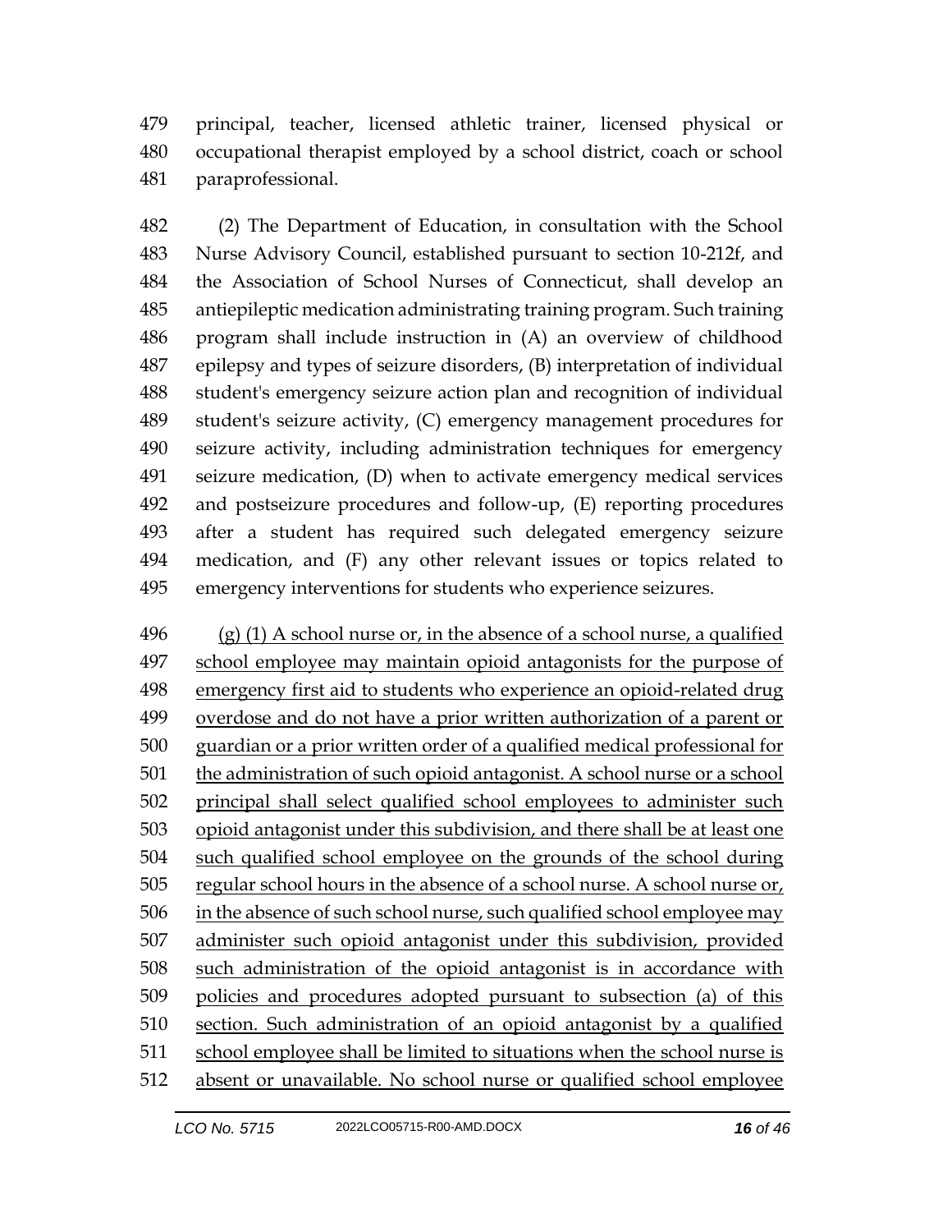principal, teacher, licensed athletic trainer, licensed physical or occupational therapist employed by a school district, coach or school paraprofessional.

(2) The Department of Education, in consultation with the School Nurse Advisory Council, established pursuant to section 10-212f, and the Association of School Nurses of Connecticut, shall develop an antiepileptic medication administrating training program. Such training program shall include instruction in (A) an overview of childhood epilepsy and types of seizure disorders, (B) interpretation of individual student's emergency seizure action plan and recognition of individual student's seizure activity, (C) emergency management procedures for seizure activity, including administration techniques for emergency seizure medication, (D) when to activate emergency medical services and postseizure procedures and follow-up, (E) reporting procedures after a student has required such delegated emergency seizure medication, and (F) any other relevant issues or topics related to emergency interventions for students who experience seizures.

<u>(g) (1) A school nurse or, in the absence of a school nurse, a qualified school employee may maintain opioid antagonists for the purpose of emergency first aid to students who experience an opioid-related drug overdose and do not have a prior written authorization of a parent or guardian or a prior written order of a qualified medical professional for the administration of such opioid antagonist. A school nurse or a school principal shall select qualified school employees to administer such opioid antagonist under this subdivision, and there shall be at least one such qualified school employee on the grounds of the school during regular school hours in the absence of a school nurse. A school nurse or, in the absence of such school nurse, such qualified school employee may administer such opioid antagonist under this subdivision, provided such administration of the opioid antagonist is in accordance with policies and procedures adopted pursuant to subsection (a) of this section. Such administration of an opioid antagonist by a qualified school employee shall be limited to situations when the school nurse is absent or unavailable. No school nurse or qualified school employee</u>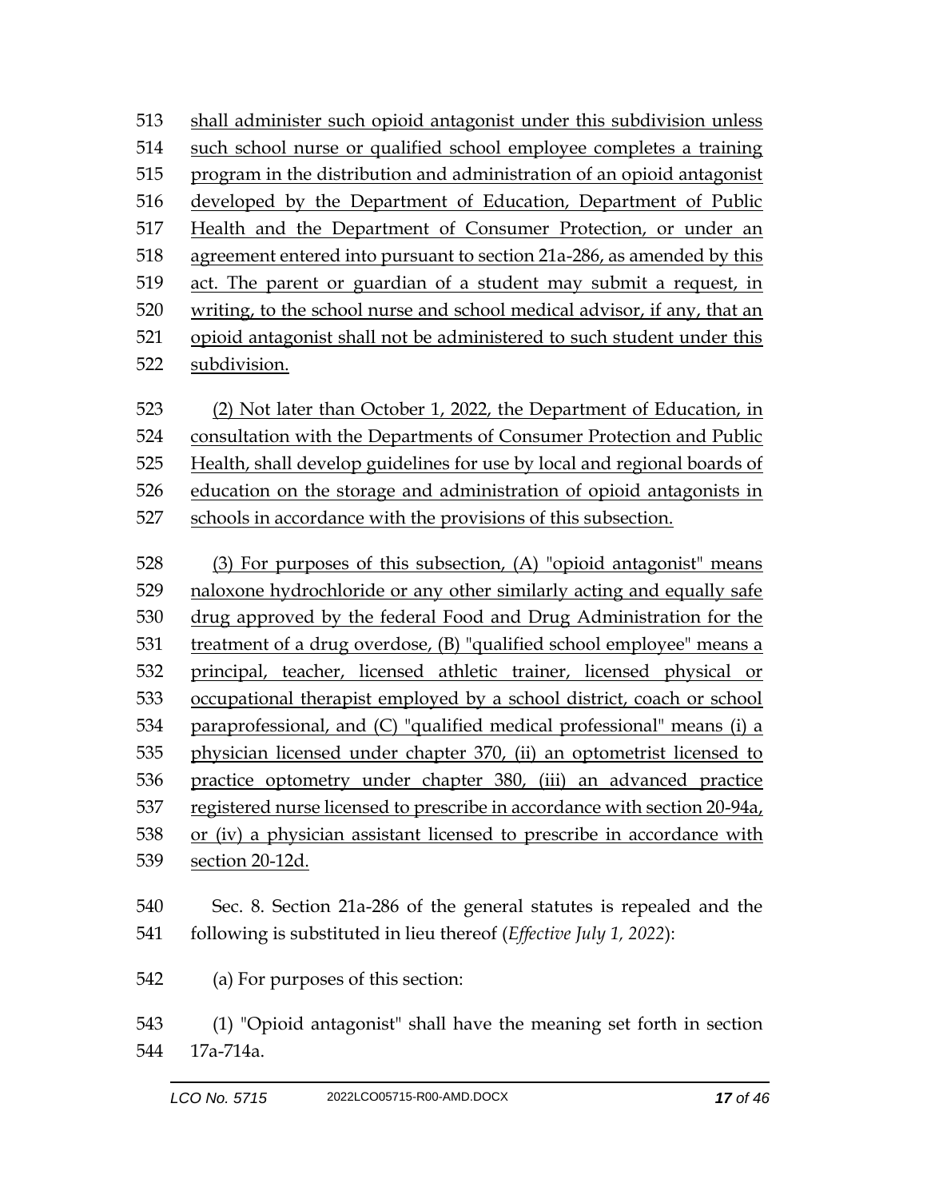513 shall administer such opioid antagonist under this subdivision unless
514 such school nurse or qualified school employee completes a training
515 program in the distribution and administration of an opioid antagonist
516 developed by the Department of Education, Department of Public
517 Health and the Department of Consumer Protection, or under an
518 agreement entered into pursuant to section 21a-286, as amended by this
519 act. The parent or guardian of a student may submit a request, in
520 writing, to the school nurse and school medical advisor, if any, that an
521 opioid antagonist shall not be administered to such student under this
522 subdivision.

523 (2) Not later than October 1, 2022, the Department of Education, in
524 consultation with the Departments of Consumer Protection and Public
525 Health, shall develop guidelines for use by local and regional boards of
526 education on the storage and administration of opioid antagonists in
527 schools in accordance with the provisions of this subsection.

528 (3) For purposes of this subsection, (A) "opioid antagonist" means
529 naloxone hydrochloride or any other similarly acting and equally safe
530 drug approved by the federal Food and Drug Administration for the
531 treatment of a drug overdose, (B) "qualified school employee" means a
532 principal, teacher, licensed athletic trainer, licensed physical or
533 occupational therapist employed by a school district, coach or school
534 paraprofessional, and (C) "qualified medical professional" means (i) a
535 physician licensed under chapter 370, (ii) an optometrist licensed to
536 practice optometry under chapter 380, (iii) an advanced practice
537 registered nurse licensed to prescribe in accordance with section 20-94a,
538 or (iv) a physician assistant licensed to prescribe in accordance with
539 section 20-12d.

540 Sec. 8. Section 21a-286 of the general statutes is repealed and the
541 following is substituted in lieu thereof (*Effective July 1, 2022*):

542 (a) For purposes of this section:

543 (1) "Opioid antagonist" shall have the meaning set forth in section
544 17a-714a.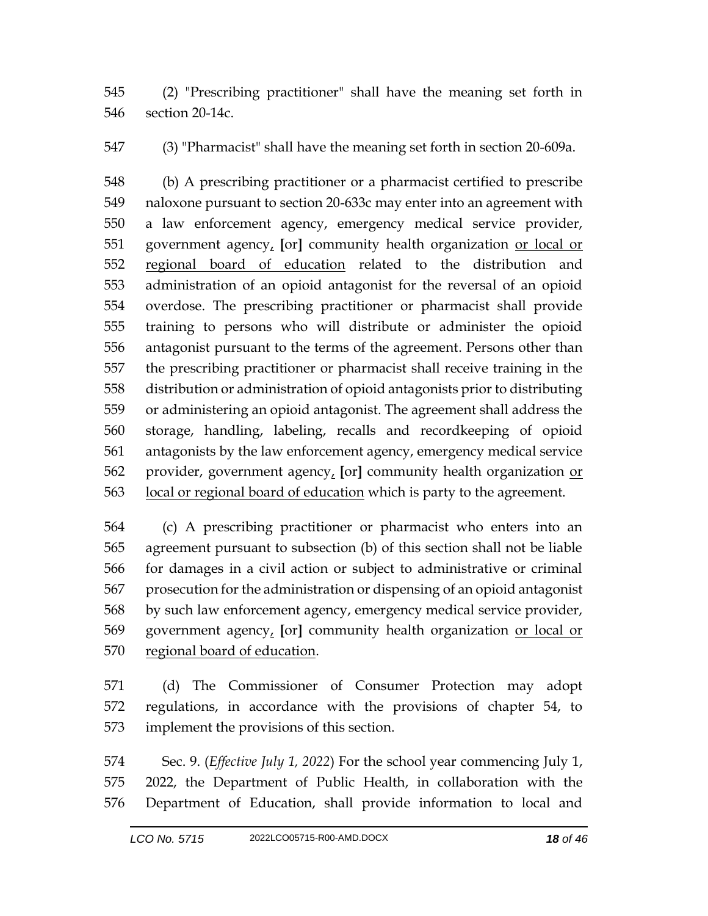(2) "Prescribing practitioner" shall have the meaning set forth in section 20-14c.

(3) "Pharmacist" shall have the meaning set forth in section 20-609a.

(b) A prescribing practitioner or a pharmacist certified to prescribe naloxone pursuant to section 20-633c may enter into an agreement with a law enforcement agency, emergency medical service provider, government agency, [or] community health organization or local or regional board of education related to the distribution and administration of an opioid antagonist for the reversal of an opioid overdose. The prescribing practitioner or pharmacist shall provide training to persons who will distribute or administer the opioid antagonist pursuant to the terms of the agreement. Persons other than the prescribing practitioner or pharmacist shall receive training in the distribution or administration of opioid antagonists prior to distributing or administering an opioid antagonist. The agreement shall address the storage, handling, labeling, recalls and recordkeeping of opioid antagonists by the law enforcement agency, emergency medical service provider, government agency, [or] community health organization or local or regional board of education which is party to the agreement.

(c) A prescribing practitioner or pharmacist who enters into an agreement pursuant to subsection (b) of this section shall not be liable for damages in a civil action or subject to administrative or criminal prosecution for the administration or dispensing of an opioid antagonist by such law enforcement agency, emergency medical service provider, government agency, [or] community health organization or local or regional board of education.

(d) The Commissioner of Consumer Protection may adopt regulations, in accordance with the provisions of chapter 54, to implement the provisions of this section.

Sec. 9. (*Effective July 1, 2022*) For the school year commencing July 1, 2022, the Department of Public Health, in collaboration with the Department of Education, shall provide information to local and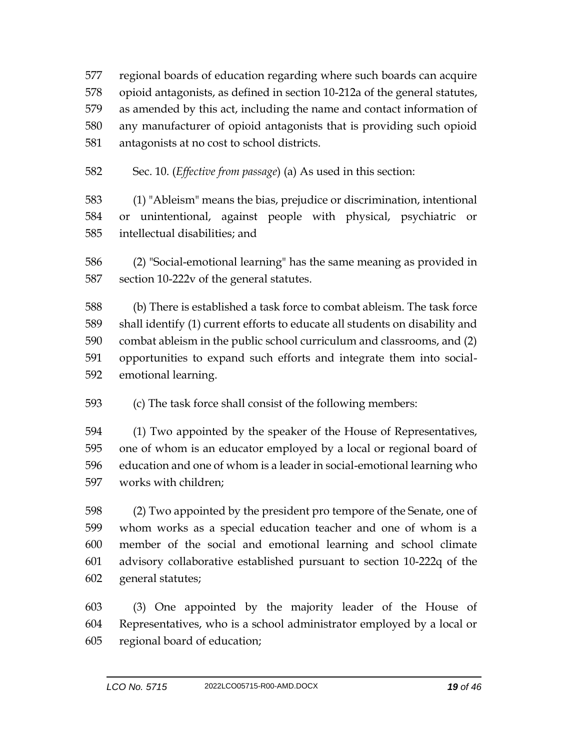regional boards of education regarding where such boards can acquire opioid antagonists, as defined in section 10-212a of the general statutes, as amended by this act, including the name and contact information of any manufacturer of opioid antagonists that is providing such opioid antagonists at no cost to school districts.

Sec. 10. (*Effective from passage*) (a) As used in this section:

(1) "Ableism" means the bias, prejudice or discrimination, intentional or unintentional, against people with physical, psychiatric or intellectual disabilities; and

(2) "Social-emotional learning" has the same meaning as provided in section 10-222v of the general statutes.

(b) There is established a task force to combat ableism. The task force shall identify (1) current efforts to educate all students on disability and combat ableism in the public school curriculum and classrooms, and (2) opportunities to expand such efforts and integrate them into social-emotional learning.

(c) The task force shall consist of the following members:

(1) Two appointed by the speaker of the House of Representatives, one of whom is an educator employed by a local or regional board of education and one of whom is a leader in social-emotional learning who works with children;

(2) Two appointed by the president pro tempore of the Senate, one of whom works as a special education teacher and one of whom is a member of the social and emotional learning and school climate advisory collaborative established pursuant to section 10-222q of the general statutes;

(3) One appointed by the majority leader of the House of Representatives, who is a school administrator employed by a local or regional board of education;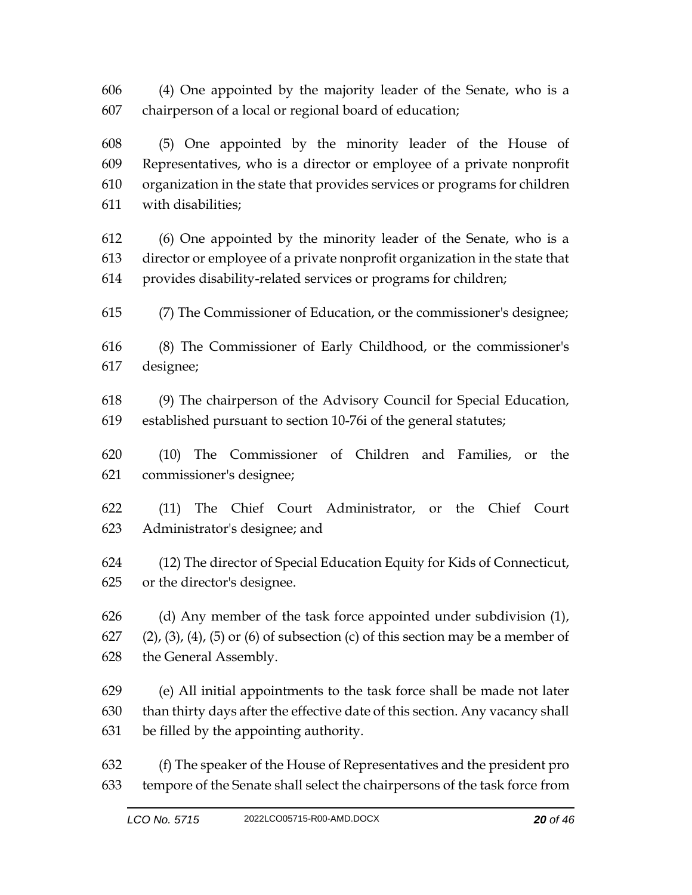(4) One appointed by the majority leader of the Senate, who is a chairperson of a local or regional board of education;

(5) One appointed by the minority leader of the House of Representatives, who is a director or employee of a private nonprofit organization in the state that provides services or programs for children with disabilities;

(6) One appointed by the minority leader of the Senate, who is a director or employee of a private nonprofit organization in the state that provides disability-related services or programs for children;

(7) The Commissioner of Education, or the commissioner's designee;

(8) The Commissioner of Early Childhood, or the commissioner's designee;

(9) The chairperson of the Advisory Council for Special Education, established pursuant to section 10-76i of the general statutes;

(10) The Commissioner of Children and Families, or the commissioner's designee;

(11) The Chief Court Administrator, or the Chief Court Administrator's designee; and

(12) The director of Special Education Equity for Kids of Connecticut, or the director's designee.

(d) Any member of the task force appointed under subdivision (1), (2), (3), (4), (5) or (6) of subsection (c) of this section may be a member of the General Assembly.

(e) All initial appointments to the task force shall be made not later than thirty days after the effective date of this section. Any vacancy shall be filled by the appointing authority.

(f) The speaker of the House of Representatives and the president pro tempore of the Senate shall select the chairpersons of the task force from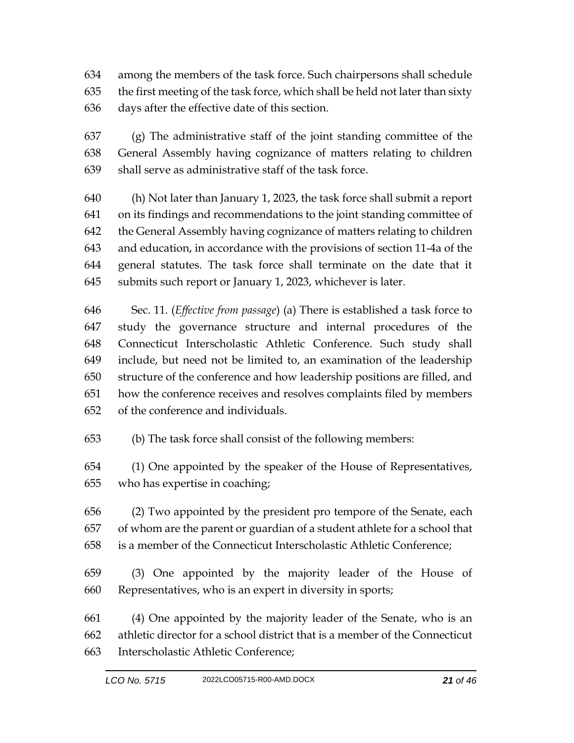among the members of the task force. Such chairpersons shall schedule the first meeting of the task force, which shall be held not later than sixty days after the effective date of this section.

(g) The administrative staff of the joint standing committee of the General Assembly having cognizance of matters relating to children shall serve as administrative staff of the task force.

(h) Not later than January 1, 2023, the task force shall submit a report on its findings and recommendations to the joint standing committee of the General Assembly having cognizance of matters relating to children and education, in accordance with the provisions of section 11-4a of the general statutes. The task force shall terminate on the date that it submits such report or January 1, 2023, whichever is later.

Sec. 11. (*Effective from passage*) (a) There is established a task force to study the governance structure and internal procedures of the Connecticut Interscholastic Athletic Conference. Such study shall include, but need not be limited to, an examination of the leadership structure of the conference and how leadership positions are filled, and how the conference receives and resolves complaints filed by members of the conference and individuals.

(b) The task force shall consist of the following members:

(1) One appointed by the speaker of the House of Representatives, who has expertise in coaching;

(2) Two appointed by the president pro tempore of the Senate, each of whom are the parent or guardian of a student athlete for a school that is a member of the Connecticut Interscholastic Athletic Conference;

(3) One appointed by the majority leader of the House of Representatives, who is an expert in diversity in sports;

(4) One appointed by the majority leader of the Senate, who is an athletic director for a school district that is a member of the Connecticut Interscholastic Athletic Conference;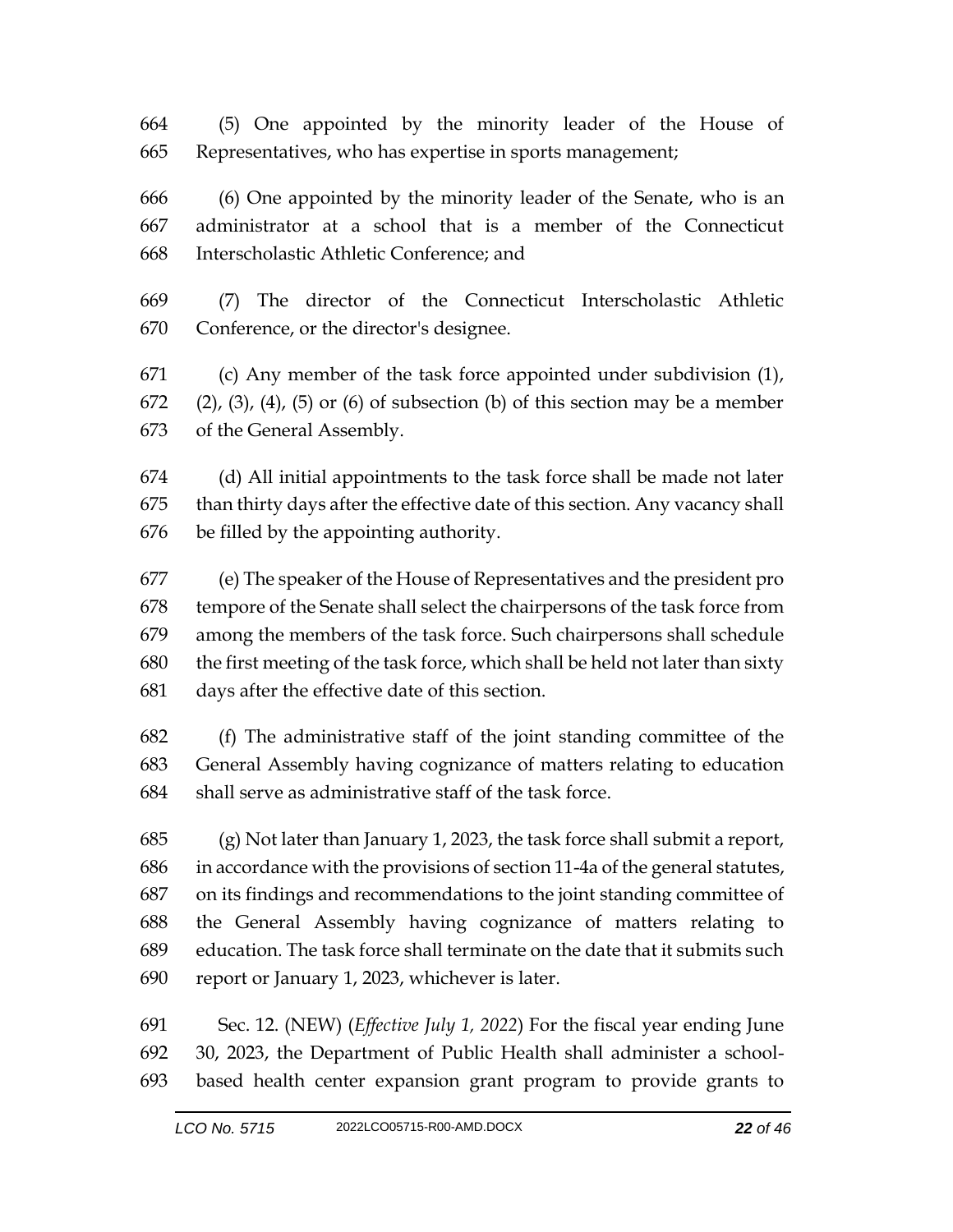(5) One appointed by the minority leader of the House of Representatives, who has expertise in sports management;

(6) One appointed by the minority leader of the Senate, who is an administrator at a school that is a member of the Connecticut Interscholastic Athletic Conference; and

(7) The director of the Connecticut Interscholastic Athletic Conference, or the director's designee.

(c) Any member of the task force appointed under subdivision (1), (2), (3), (4), (5) or (6) of subsection (b) of this section may be a member of the General Assembly.

(d) All initial appointments to the task force shall be made not later than thirty days after the effective date of this section. Any vacancy shall be filled by the appointing authority.

(e) The speaker of the House of Representatives and the president pro tempore of the Senate shall select the chairpersons of the task force from among the members of the task force. Such chairpersons shall schedule the first meeting of the task force, which shall be held not later than sixty days after the effective date of this section.

(f) The administrative staff of the joint standing committee of the General Assembly having cognizance of matters relating to education shall serve as administrative staff of the task force.

(g) Not later than January 1, 2023, the task force shall submit a report, in accordance with the provisions of section 11-4a of the general statutes, on its findings and recommendations to the joint standing committee of the General Assembly having cognizance of matters relating to education. The task force shall terminate on the date that it submits such report or January 1, 2023, whichever is later.

Sec. 12. (NEW) (*Effective July 1, 2022*) For the fiscal year ending June 30, 2023, the Department of Public Health shall administer a school-based health center expansion grant program to provide grants to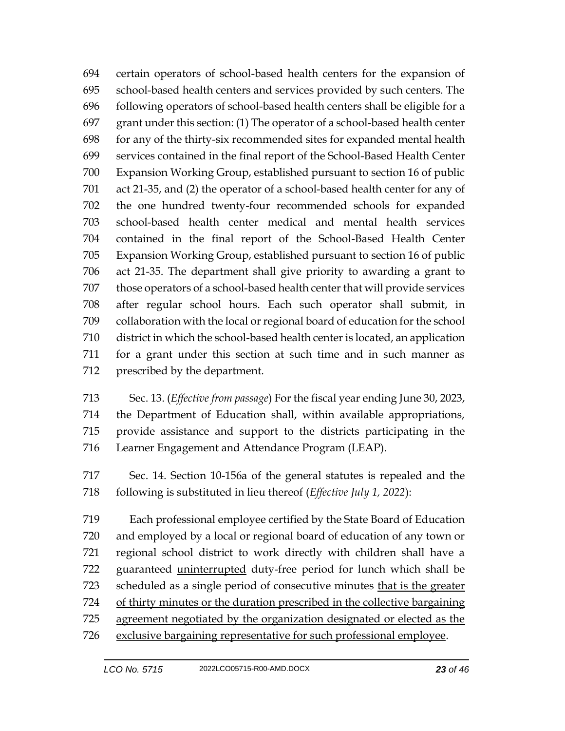certain operators of school-based health centers for the expansion of school-based health centers and services provided by such centers. The following operators of school-based health centers shall be eligible for a grant under this section: (1) The operator of a school-based health center for any of the thirty-six recommended sites for expanded mental health services contained in the final report of the School-Based Health Center Expansion Working Group, established pursuant to section 16 of public act 21-35, and (2) the operator of a school-based health center for any of the one hundred twenty-four recommended schools for expanded school-based health center medical and mental health services contained in the final report of the School-Based Health Center Expansion Working Group, established pursuant to section 16 of public act 21-35. The department shall give priority to awarding a grant to those operators of a school-based health center that will provide services after regular school hours. Each such operator shall submit, in collaboration with the local or regional board of education for the school district in which the school-based health center is located, an application for a grant under this section at such time and in such manner as prescribed by the department.

Sec. 13. (*Effective from passage*) For the fiscal year ending June 30, 2023, the Department of Education shall, within available appropriations, provide assistance and support to the districts participating in the Learner Engagement and Attendance Program (LEAP).

Sec. 14. Section 10-156a of the general statutes is repealed and the following is substituted in lieu thereof (*Effective July 1, 2022*):

Each professional employee certified by the State Board of Education and employed by a local or regional board of education of any town or regional school district to work directly with children shall have a guaranteed <u>uninterrupted</u> duty-free period for lunch which shall be scheduled as a single period of consecutive minutes <u>that is the greater of thirty minutes or the duration prescribed in the collective bargaining agreement negotiated by the organization designated or elected as the exclusive bargaining representative for such professional employee</u>.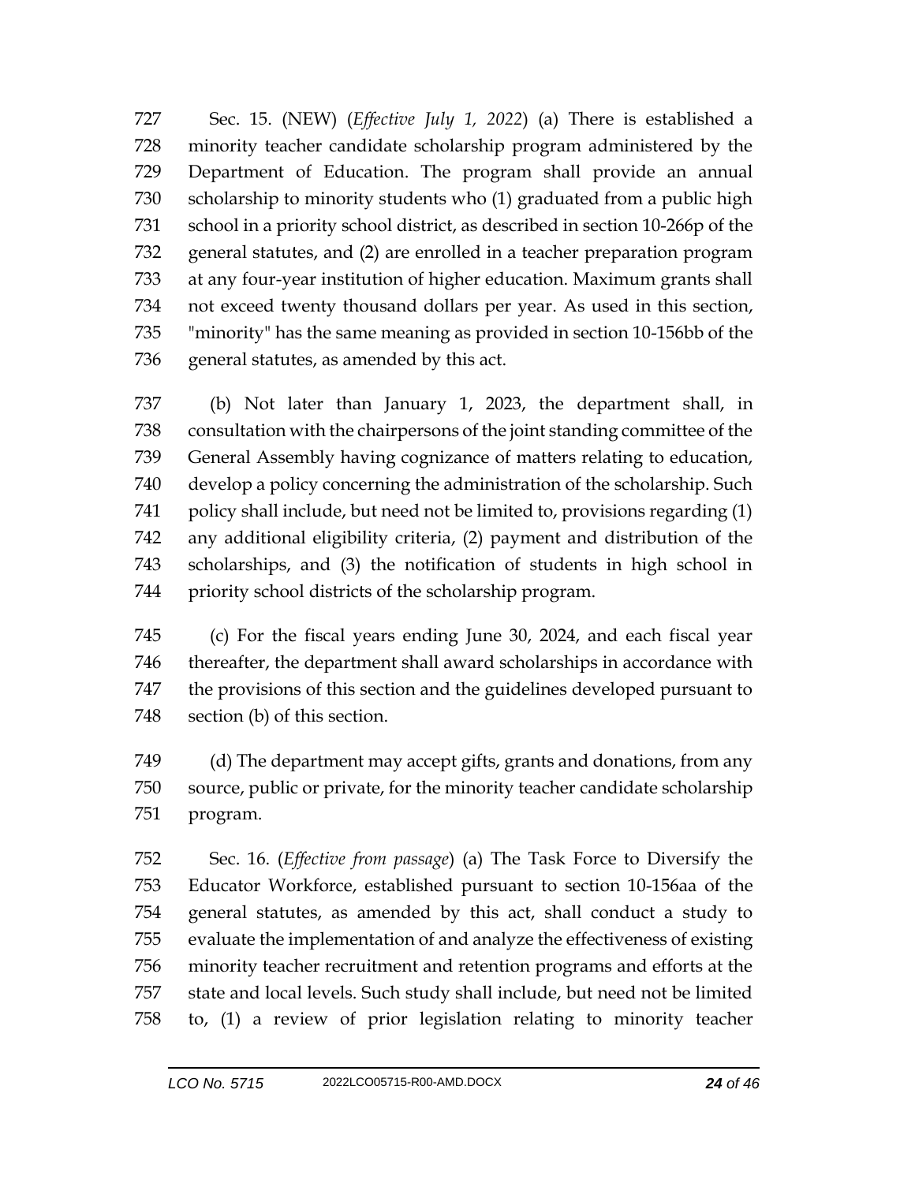Sec. 15. (NEW) (*Effective July 1, 2022*) (a) There is established a minority teacher candidate scholarship program administered by the Department of Education. The program shall provide an annual scholarship to minority students who (1) graduated from a public high school in a priority school district, as described in section 10-266p of the general statutes, and (2) are enrolled in a teacher preparation program at any four-year institution of higher education. Maximum grants shall not exceed twenty thousand dollars per year. As used in this section, "minority" has the same meaning as provided in section 10-156bb of the general statutes, as amended by this act.

(b) Not later than January 1, 2023, the department shall, in consultation with the chairpersons of the joint standing committee of the General Assembly having cognizance of matters relating to education, develop a policy concerning the administration of the scholarship. Such policy shall include, but need not be limited to, provisions regarding (1) any additional eligibility criteria, (2) payment and distribution of the scholarships, and (3) the notification of students in high school in priority school districts of the scholarship program.

(c) For the fiscal years ending June 30, 2024, and each fiscal year thereafter, the department shall award scholarships in accordance with the provisions of this section and the guidelines developed pursuant to section (b) of this section.

(d) The department may accept gifts, grants and donations, from any source, public or private, for the minority teacher candidate scholarship program.

Sec. 16. (*Effective from passage*) (a) The Task Force to Diversify the Educator Workforce, established pursuant to section 10-156aa of the general statutes, as amended by this act, shall conduct a study to evaluate the implementation of and analyze the effectiveness of existing minority teacher recruitment and retention programs and efforts at the state and local levels. Such study shall include, but need not be limited to, (1) a review of prior legislation relating to minority teacher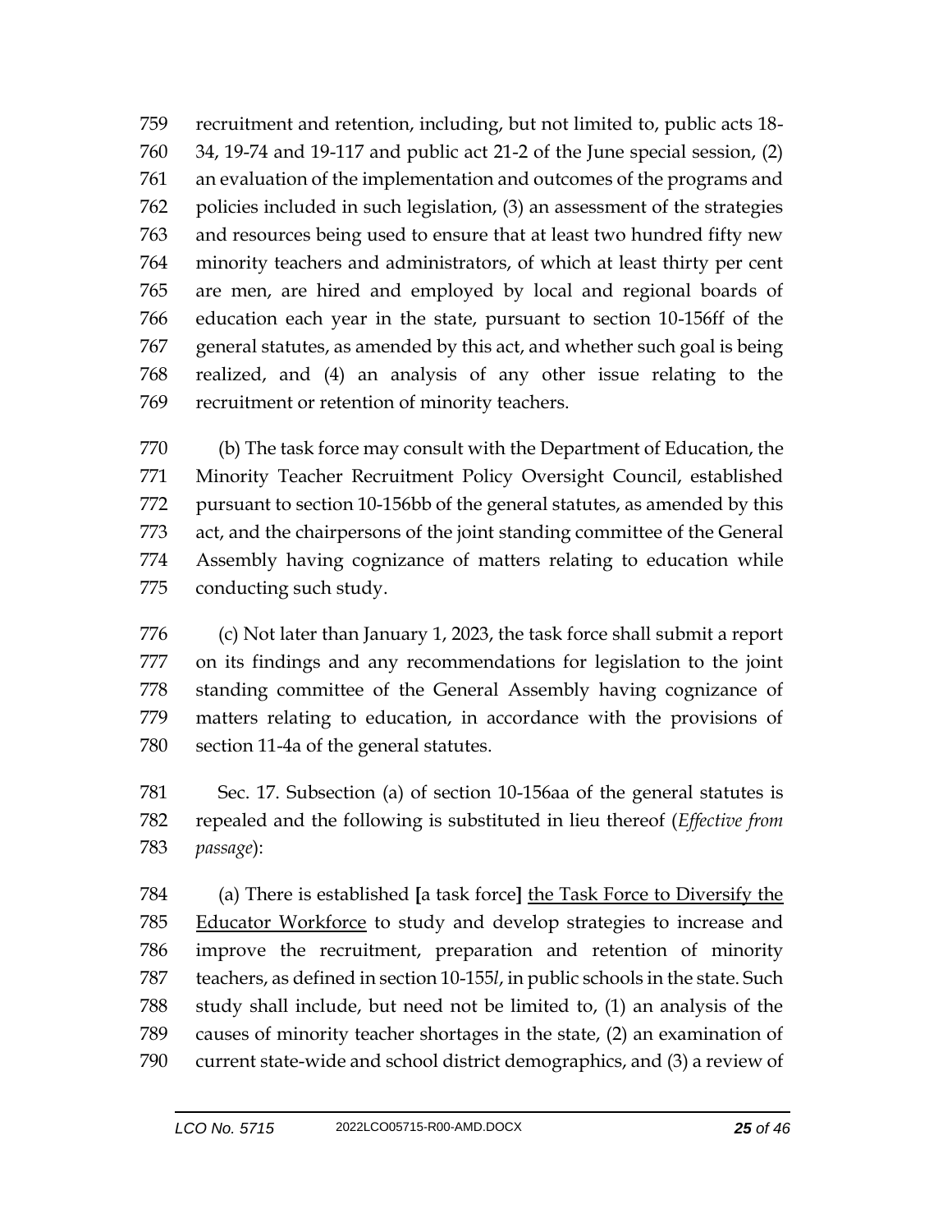759 recruitment and retention, including, but not limited to, public acts 18-
760 34, 19-74 and 19-117 and public act 21-2 of the June special session, (2)
761 an evaluation of the implementation and outcomes of the programs and
762 policies included in such legislation, (3) an assessment of the strategies
763 and resources being used to ensure that at least two hundred fifty new
764 minority teachers and administrators, of which at least thirty per cent
765 are men, are hired and employed by local and regional boards of
766 education each year in the state, pursuant to section 10-156ff of the
767 general statutes, as amended by this act, and whether such goal is being
768 realized, and (4) an analysis of any other issue relating to the
769 recruitment or retention of minority teachers.

770 (b) The task force may consult with the Department of Education, the
771 Minority Teacher Recruitment Policy Oversight Council, established
772 pursuant to section 10-156bb of the general statutes, as amended by this
773 act, and the chairpersons of the joint standing committee of the General
774 Assembly having cognizance of matters relating to education while
775 conducting such study.

776 (c) Not later than January 1, 2023, the task force shall submit a report
777 on its findings and any recommendations for legislation to the joint
778 standing committee of the General Assembly having cognizance of
779 matters relating to education, in accordance with the provisions of
780 section 11-4a of the general statutes.

781 Sec. 17. Subsection (a) of section 10-156aa of the general statutes is
782 repealed and the following is substituted in lieu thereof (*Effective from*
783 *passage*):

784 (a) There is established **[**a task force**]** <u>the Task Force to Diversify the</u>
785 <u>Educator Workforce</u> to study and develop strategies to increase and
786 improve the recruitment, preparation and retention of minority
787 teachers, as defined in section 10-155*l*, in public schools in the state. Such
788 study shall include, but need not be limited to, (1) an analysis of the
789 causes of minority teacher shortages in the state, (2) an examination of
790 current state-wide and school district demographics, and (3) a review of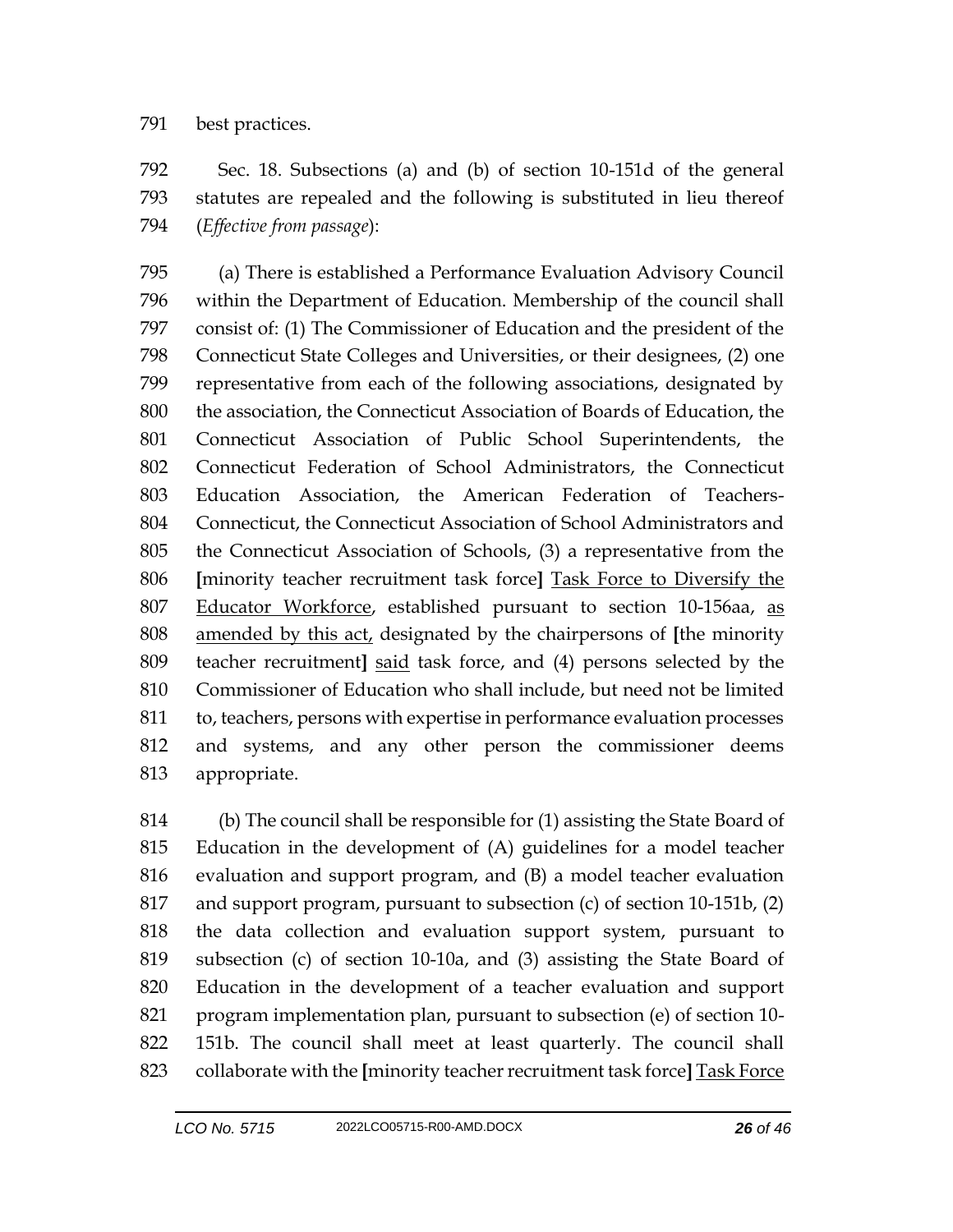791 best practices.

792 Sec. 18. Subsections (a) and (b) of section 10-151d of the general
793 statutes are repealed and the following is substituted in lieu thereof
794 (*Effective from passage*):

795 (a) There is established a Performance Evaluation Advisory Council
796 within the Department of Education. Membership of the council shall
797 consist of: (1) The Commissioner of Education and the president of the
798 Connecticut State Colleges and Universities, or their designees, (2) one
799 representative from each of the following associations, designated by
800 the association, the Connecticut Association of Boards of Education, the
801 Connecticut Association of Public School Superintendents, the
802 Connecticut Federation of School Administrators, the Connecticut
803 Education Association, the American Federation of Teachers-
804 Connecticut, the Connecticut Association of School Administrators and
805 the Connecticut Association of Schools, (3) a representative from the
806 **[**minority teacher recruitment task force**]** <u>Task Force to Diversify the</u>
807 <u>Educator Workforce</u>, established pursuant to section 10-156aa, <u>as</u>
808 <u>amended by this act,</u> designated by the chairpersons of **[**the minority
809 teacher recruitment**]** <u>said</u> task force, and (4) persons selected by the
810 Commissioner of Education who shall include, but need not be limited
811 to, teachers, persons with expertise in performance evaluation processes
812 and systems, and any other person the commissioner deems
813 appropriate.

814 (b) The council shall be responsible for (1) assisting the State Board of
815 Education in the development of (A) guidelines for a model teacher
816 evaluation and support program, and (B) a model teacher evaluation
817 and support program, pursuant to subsection (c) of section 10-151b, (2)
818 the data collection and evaluation support system, pursuant to
819 subsection (c) of section 10-10a, and (3) assisting the State Board of
820 Education in the development of a teacher evaluation and support
821 program implementation plan, pursuant to subsection (e) of section 10-
822 151b. The council shall meet at least quarterly. The council shall
823 collaborate with the **[**minority teacher recruitment task force**]** <u>Task Force</u>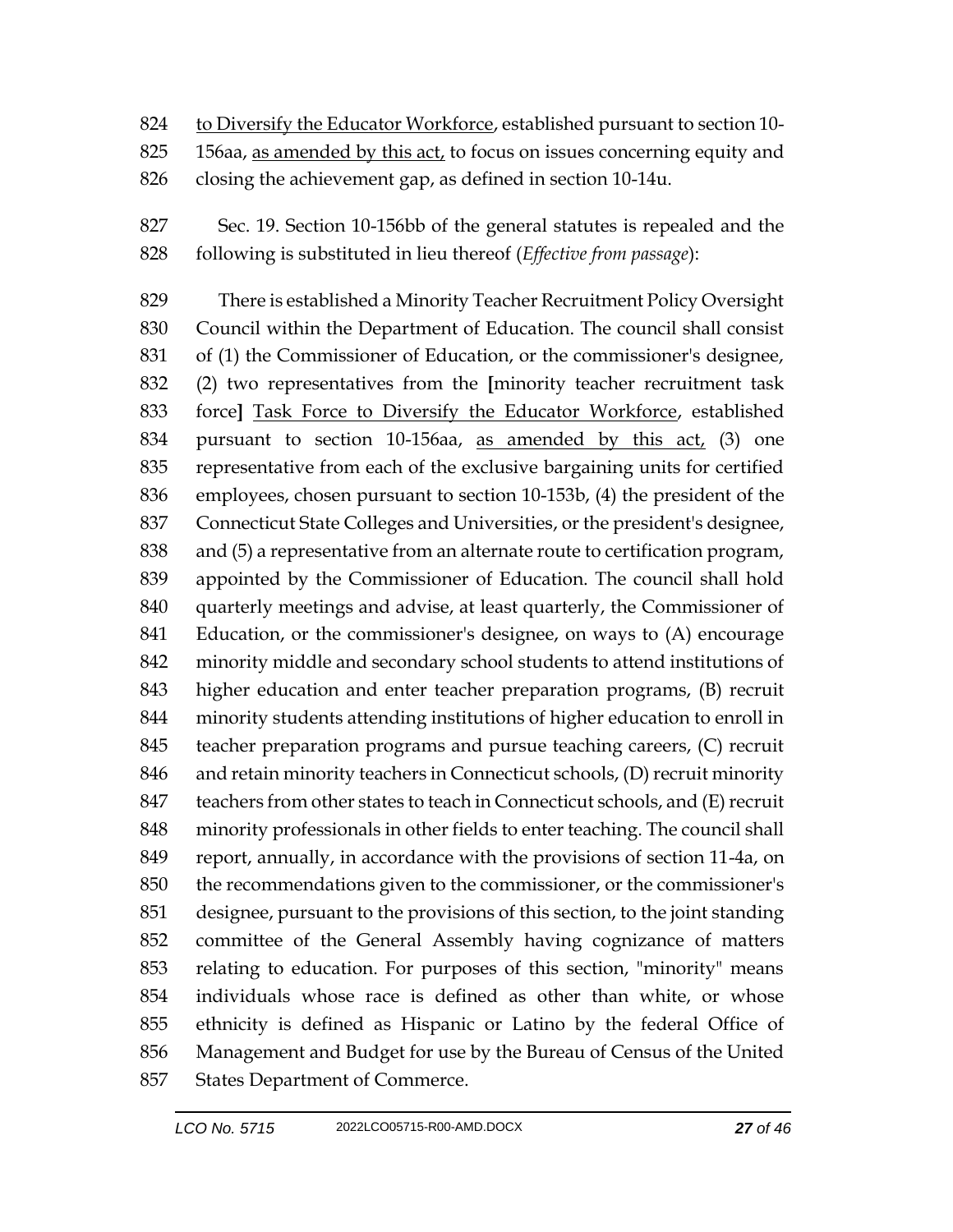824 <u>to Diversify the Educator Workforce</u>, established pursuant to section 10-
825 156aa, <u>as amended by this act,</u> to focus on issues concerning equity and
826 closing the achievement gap, as defined in section 10-14u.

827 Sec. 19. Section 10-156bb of the general statutes is repealed and the
828 following is substituted in lieu thereof (*Effective from passage*):

829 There is established a Minority Teacher Recruitment Policy Oversight
830 Council within the Department of Education. The council shall consist
831 of (1) the Commissioner of Education, or the commissioner's designee,
832 (2) two representatives from the **[**minority teacher recruitment task
833 force**]** <u>Task Force to Diversify the Educator Workforce</u>, established
834 pursuant to section 10-156aa, <u>as amended by this act,</u> (3) one
835 representative from each of the exclusive bargaining units for certified
836 employees, chosen pursuant to section 10-153b, (4) the president of the
837 Connecticut State Colleges and Universities, or the president's designee,
838 and (5) a representative from an alternate route to certification program,
839 appointed by the Commissioner of Education. The council shall hold
840 quarterly meetings and advise, at least quarterly, the Commissioner of
841 Education, or the commissioner's designee, on ways to (A) encourage
842 minority middle and secondary school students to attend institutions of
843 higher education and enter teacher preparation programs, (B) recruit
844 minority students attending institutions of higher education to enroll in
845 teacher preparation programs and pursue teaching careers, (C) recruit
846 and retain minority teachers in Connecticut schools, (D) recruit minority
847 teachers from other states to teach in Connecticut schools, and (E) recruit
848 minority professionals in other fields to enter teaching. The council shall
849 report, annually, in accordance with the provisions of section 11-4a, on
850 the recommendations given to the commissioner, or the commissioner's
851 designee, pursuant to the provisions of this section, to the joint standing
852 committee of the General Assembly having cognizance of matters
853 relating to education. For purposes of this section, "minority" means
854 individuals whose race is defined as other than white, or whose
855 ethnicity is defined as Hispanic or Latino by the federal Office of
856 Management and Budget for use by the Bureau of Census of the United
857 States Department of Commerce.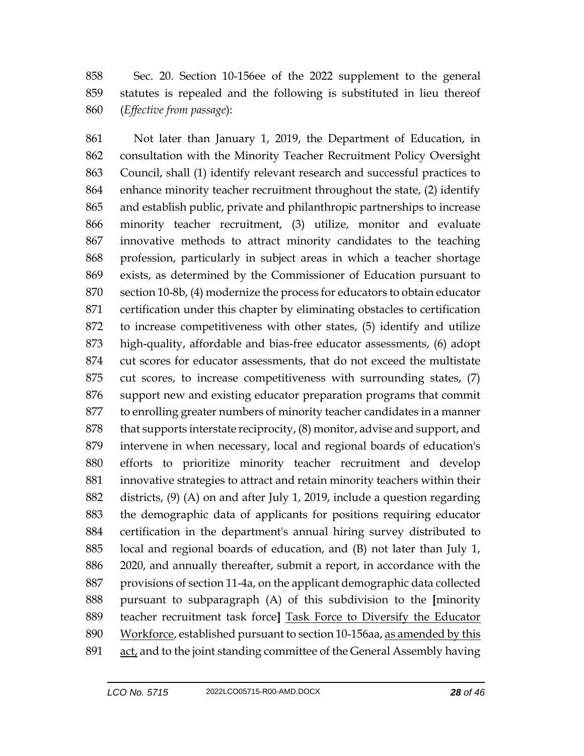858 Sec. 20. Section 10-156ee of the 2022 supplement to the general
859 statutes is repealed and the following is substituted in lieu thereof
860 (*Effective from passage*):

861 Not later than January 1, 2019, the Department of Education, in
862 consultation with the Minority Teacher Recruitment Policy Oversight
863 Council, shall (1) identify relevant research and successful practices to
864 enhance minority teacher recruitment throughout the state, (2) identify
865 and establish public, private and philanthropic partnerships to increase
866 minority teacher recruitment, (3) utilize, monitor and evaluate
867 innovative methods to attract minority candidates to the teaching
868 profession, particularly in subject areas in which a teacher shortage
869 exists, as determined by the Commissioner of Education pursuant to
870 section 10-8b, (4) modernize the process for educators to obtain educator
871 certification under this chapter by eliminating obstacles to certification
872 to increase competitiveness with other states, (5) identify and utilize
873 high-quality, affordable and bias-free educator assessments, (6) adopt
874 cut scores for educator assessments, that do not exceed the multistate
875 cut scores, to increase competitiveness with surrounding states, (7)
876 support new and existing educator preparation programs that commit
877 to enrolling greater numbers of minority teacher candidates in a manner
878 that supports interstate reciprocity, (8) monitor, advise and support, and
879 intervene in when necessary, local and regional boards of education's
880 efforts to prioritize minority teacher recruitment and develop
881 innovative strategies to attract and retain minority teachers within their
882 districts, (9) (A) on and after July 1, 2019, include a question regarding
883 the demographic data of applicants for positions requiring educator
884 certification in the department's annual hiring survey distributed to
885 local and regional boards of education, and (B) not later than July 1,
886 2020, and annually thereafter, submit a report, in accordance with the
887 provisions of section 11-4a, on the applicant demographic data collected
888 pursuant to subparagraph (A) of this subdivision to the **[**minority
889 teacher recruitment task force**]** <u>Task Force to Diversify the Educator</u>
890 <u>Workforce</u>, established pursuant to section 10-156aa, <u>as amended by this</u>
891 <u>act,</u> and to the joint standing committee of the General Assembly having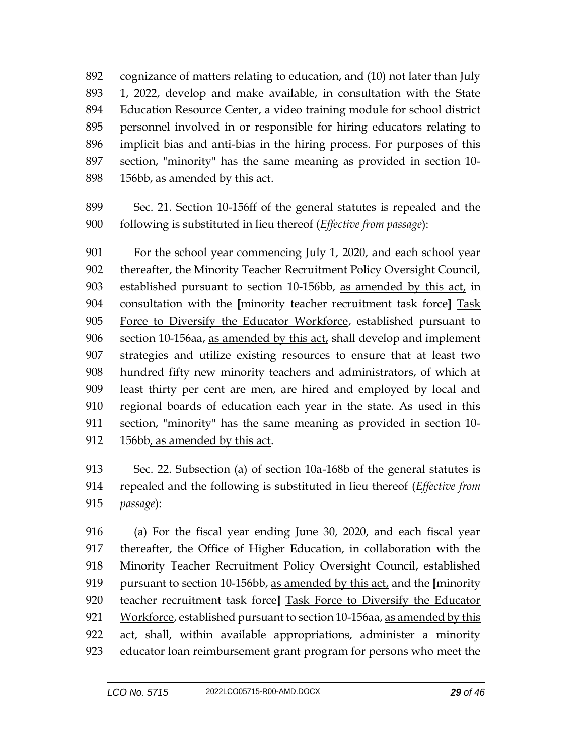892 cognizance of matters relating to education, and (10) not later than July
893 1, 2022, develop and make available, in consultation with the State
894 Education Resource Center, a video training module for school district
895 personnel involved in or responsible for hiring educators relating to
896 implicit bias and anti-bias in the hiring process. For purposes of this
897 section, "minority" has the same meaning as provided in section 10-
898 156bb, as amended by this act.

899 Sec. 21. Section 10-156ff of the general statutes is repealed and the
900 following is substituted in lieu thereof (*Effective from passage*):

901 For the school year commencing July 1, 2020, and each school year
902 thereafter, the Minority Teacher Recruitment Policy Oversight Council,
903 established pursuant to section 10-156bb, as amended by this act, in
904 consultation with the **[**minority teacher recruitment task force**]** Task
905 Force to Diversify the Educator Workforce, established pursuant to
906 section 10-156aa, as amended by this act, shall develop and implement
907 strategies and utilize existing resources to ensure that at least two
908 hundred fifty new minority teachers and administrators, of which at
909 least thirty per cent are men, are hired and employed by local and
910 regional boards of education each year in the state. As used in this
911 section, "minority" has the same meaning as provided in section 10-
912 156bb, as amended by this act.

913 Sec. 22. Subsection (a) of section 10a-168b of the general statutes is
914 repealed and the following is substituted in lieu thereof (*Effective from*
915 *passage*):

916 (a) For the fiscal year ending June 30, 2020, and each fiscal year
917 thereafter, the Office of Higher Education, in collaboration with the
918 Minority Teacher Recruitment Policy Oversight Council, established
919 pursuant to section 10-156bb, as amended by this act, and the **[**minority
920 teacher recruitment task force**]** Task Force to Diversify the Educator
921 Workforce, established pursuant to section 10-156aa, as amended by this
922 act, shall, within available appropriations, administer a minority
923 educator loan reimbursement grant program for persons who meet the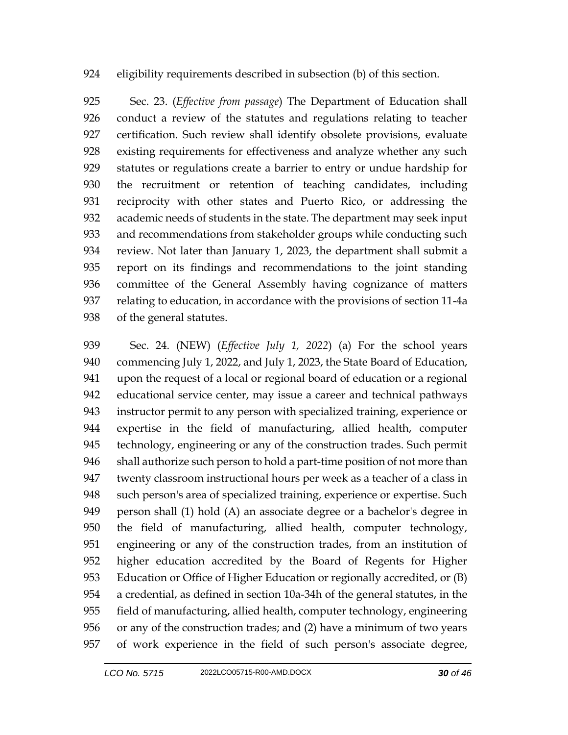eligibility requirements described in subsection (b) of this section.

Sec. 23. (*Effective from passage*) The Department of Education shall conduct a review of the statutes and regulations relating to teacher certification. Such review shall identify obsolete provisions, evaluate existing requirements for effectiveness and analyze whether any such statutes or regulations create a barrier to entry or undue hardship for the recruitment or retention of teaching candidates, including reciprocity with other states and Puerto Rico, or addressing the academic needs of students in the state. The department may seek input and recommendations from stakeholder groups while conducting such review. Not later than January 1, 2023, the department shall submit a report on its findings and recommendations to the joint standing committee of the General Assembly having cognizance of matters relating to education, in accordance with the provisions of section 11-4a of the general statutes.

Sec. 24. (NEW) (*Effective July 1, 2022*) (a) For the school years commencing July 1, 2022, and July 1, 2023, the State Board of Education, upon the request of a local or regional board of education or a regional educational service center, may issue a career and technical pathways instructor permit to any person with specialized training, experience or expertise in the field of manufacturing, allied health, computer technology, engineering or any of the construction trades. Such permit shall authorize such person to hold a part-time position of not more than twenty classroom instructional hours per week as a teacher of a class in such person's area of specialized training, experience or expertise. Such person shall (1) hold (A) an associate degree or a bachelor's degree in the field of manufacturing, allied health, computer technology, engineering or any of the construction trades, from an institution of higher education accredited by the Board of Regents for Higher Education or Office of Higher Education or regionally accredited, or (B) a credential, as defined in section 10a-34h of the general statutes, in the field of manufacturing, allied health, computer technology, engineering or any of the construction trades; and (2) have a minimum of two years of work experience in the field of such person's associate degree,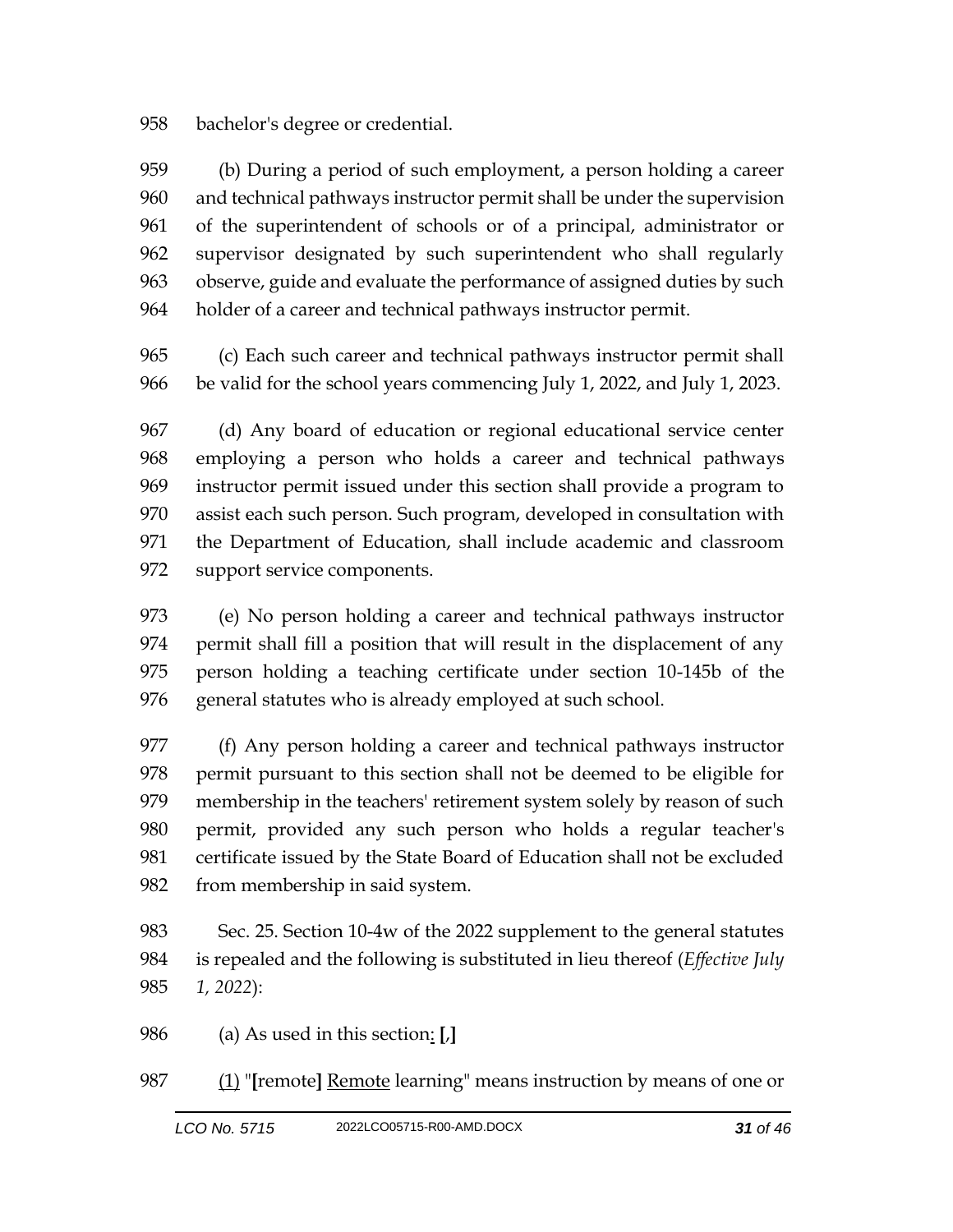bachelor's degree or credential.

(b) During a period of such employment, a person holding a career and technical pathways instructor permit shall be under the supervision of the superintendent of schools or of a principal, administrator or supervisor designated by such superintendent who shall regularly observe, guide and evaluate the performance of assigned duties by such holder of a career and technical pathways instructor permit.

(c) Each such career and technical pathways instructor permit shall be valid for the school years commencing July 1, 2022, and July 1, 2023.

(d) Any board of education or regional educational service center employing a person who holds a career and technical pathways instructor permit issued under this section shall provide a program to assist each such person. Such program, developed in consultation with the Department of Education, shall include academic and classroom support service components.

(e) No person holding a career and technical pathways instructor permit shall fill a position that will result in the displacement of any person holding a teaching certificate under section 10-145b of the general statutes who is already employed at such school.

(f) Any person holding a career and technical pathways instructor permit pursuant to this section shall not be deemed to be eligible for membership in the teachers' retirement system solely by reason of such permit, provided any such person who holds a regular teacher's certificate issued by the State Board of Education shall not be excluded from membership in said system.

Sec. 25. Section 10-4w of the 2022 supplement to the general statutes is repealed and the following is substituted in lieu thereof (*Effective July 1, 2022*):

(a) As used in this section: **[**,**]**

(1) "**[**remote**]** Remote learning" means instruction by means of one or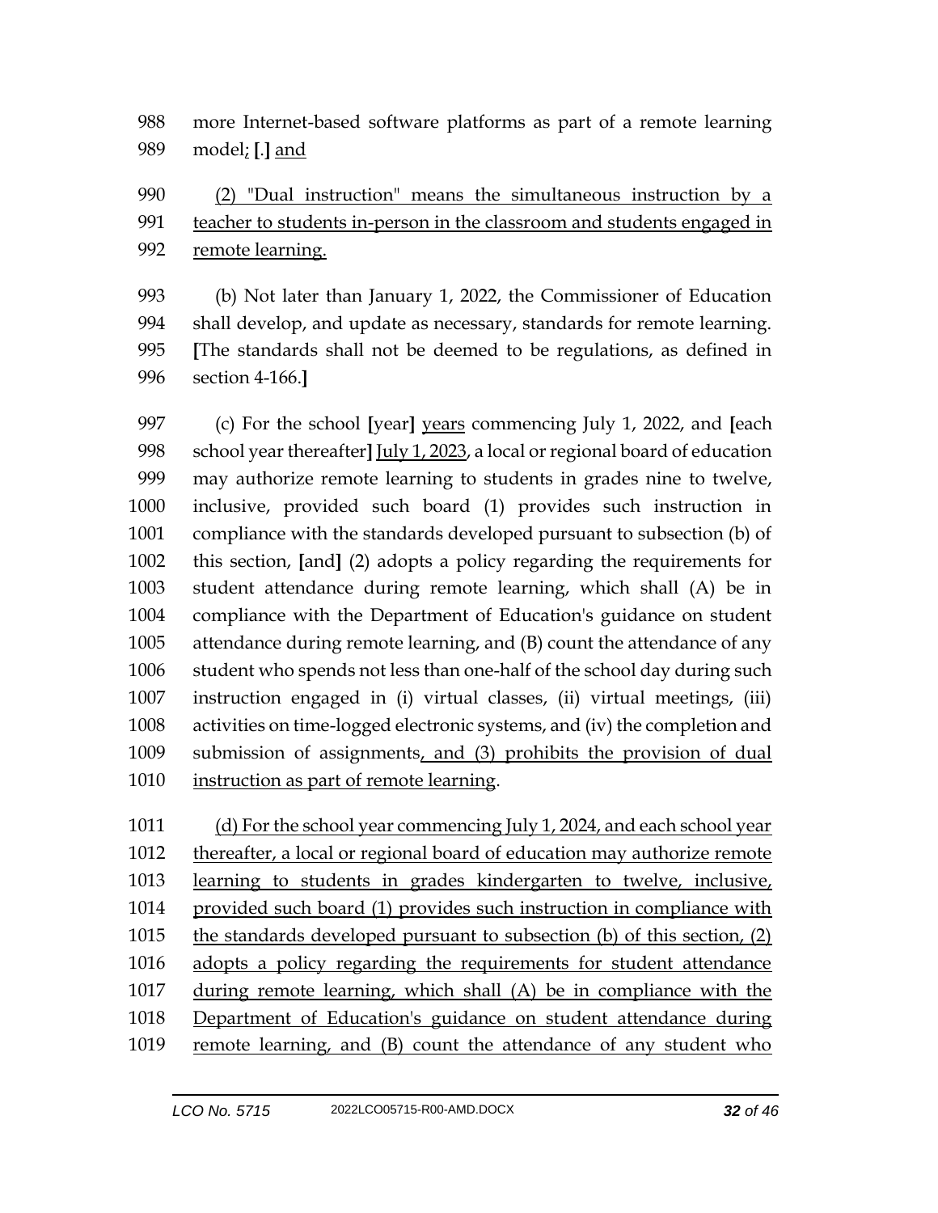988 more Internet-based software platforms as part of a remote learning
989 model; [.] and

990 (2) "Dual instruction" means the simultaneous instruction by a
991 teacher to students in-person in the classroom and students engaged in
992 remote learning.

993 (b) Not later than January 1, 2022, the Commissioner of Education
994 shall develop, and update as necessary, standards for remote learning.
995 [The standards shall not be deemed to be regulations, as defined in
996 section 4-166.]

997 (c) For the school [year] years commencing July 1, 2022, and [each
998 school year thereafter] July 1, 2023, a local or regional board of education
999 may authorize remote learning to students in grades nine to twelve,
1000 inclusive, provided such board (1) provides such instruction in
1001 compliance with the standards developed pursuant to subsection (b) of
1002 this section, [and] (2) adopts a policy regarding the requirements for
1003 student attendance during remote learning, which shall (A) be in
1004 compliance with the Department of Education's guidance on student
1005 attendance during remote learning, and (B) count the attendance of any
1006 student who spends not less than one-half of the school day during such
1007 instruction engaged in (i) virtual classes, (ii) virtual meetings, (iii)
1008 activities on time-logged electronic systems, and (iv) the completion and
1009 submission of assignments, and (3) prohibits the provision of dual
1010 instruction as part of remote learning.

1011 (d) For the school year commencing July 1, 2024, and each school year
1012 thereafter, a local or regional board of education may authorize remote
1013 learning to students in grades kindergarten to twelve, inclusive,
1014 provided such board (1) provides such instruction in compliance with
1015 the standards developed pursuant to subsection (b) of this section, (2)
1016 adopts a policy regarding the requirements for student attendance
1017 during remote learning, which shall (A) be in compliance with the
1018 Department of Education's guidance on student attendance during
1019 remote learning, and (B) count the attendance of any student who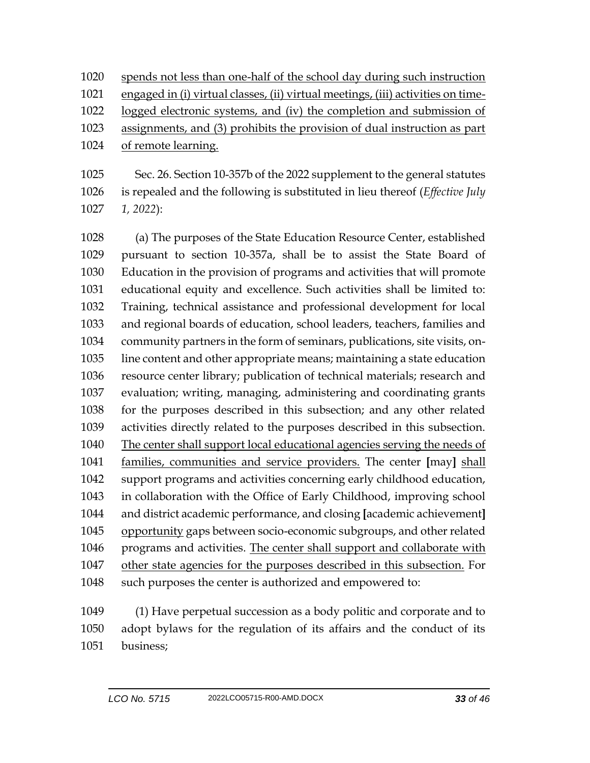spends not less than one-half of the school day during such instruction engaged in (i) virtual classes, (ii) virtual meetings, (iii) activities on time-logged electronic systems, and (iv) the completion and submission of assignments, and (3) prohibits the provision of dual instruction as part of remote learning.

Sec. 26. Section 10-357b of the 2022 supplement to the general statutes is repealed and the following is substituted in lieu thereof (*Effective July 1, 2022*):

(a) The purposes of the State Education Resource Center, established pursuant to section 10-357a, shall be to assist the State Board of Education in the provision of programs and activities that will promote educational equity and excellence. Such activities shall be limited to: Training, technical assistance and professional development for local and regional boards of education, school leaders, teachers, families and community partners in the form of seminars, publications, site visits, on-line content and other appropriate means; maintaining a state education resource center library; publication of technical materials; research and evaluation; writing, managing, administering and coordinating grants for the purposes described in this subsection; and any other related activities directly related to the purposes described in this subsection. The center shall support local educational agencies serving the needs of families, communities and service providers. The center **[**may**]** shall support programs and activities concerning early childhood education, in collaboration with the Office of Early Childhood, improving school and district academic performance, and closing **[**academic achievement**]** opportunity gaps between socio-economic subgroups, and other related programs and activities. The center shall support and collaborate with other state agencies for the purposes described in this subsection. For such purposes the center is authorized and empowered to:

(1) Have perpetual succession as a body politic and corporate and to adopt bylaws for the regulation of its affairs and the conduct of its business;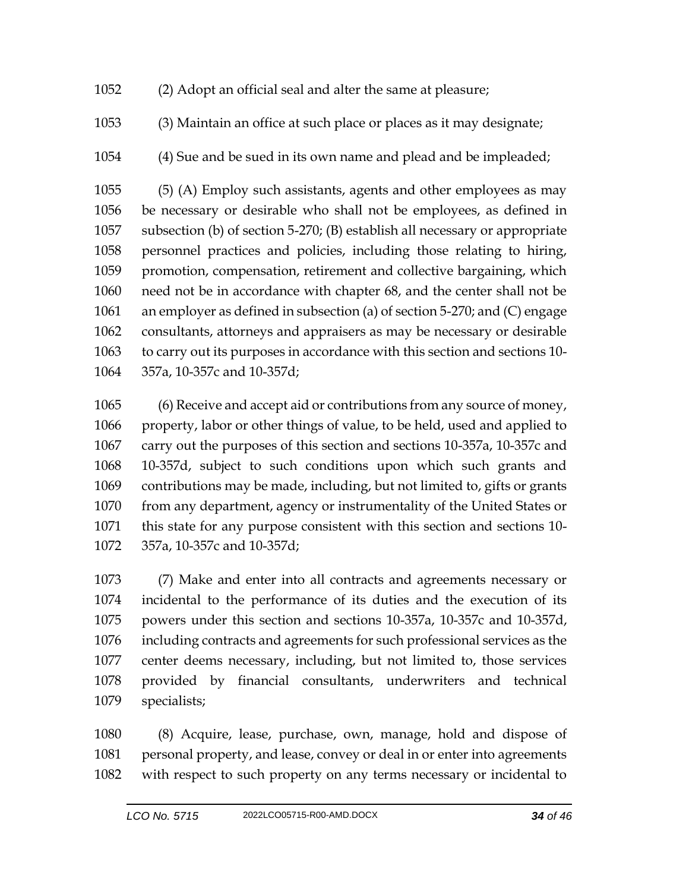(2) Adopt an official seal and alter the same at pleasure;

(3) Maintain an office at such place or places as it may designate;

(4) Sue and be sued in its own name and plead and be impleaded;

(5) (A) Employ such assistants, agents and other employees as may be necessary or desirable who shall not be employees, as defined in subsection (b) of section 5-270; (B) establish all necessary or appropriate personnel practices and policies, including those relating to hiring, promotion, compensation, retirement and collective bargaining, which need not be in accordance with chapter 68, and the center shall not be an employer as defined in subsection (a) of section 5-270; and (C) engage consultants, attorneys and appraisers as may be necessary or desirable to carry out its purposes in accordance with this section and sections 10-357a, 10-357c and 10-357d;

(6) Receive and accept aid or contributions from any source of money, property, labor or other things of value, to be held, used and applied to carry out the purposes of this section and sections 10-357a, 10-357c and 10-357d, subject to such conditions upon which such grants and contributions may be made, including, but not limited to, gifts or grants from any department, agency or instrumentality of the United States or this state for any purpose consistent with this section and sections 10-357a, 10-357c and 10-357d;

(7) Make and enter into all contracts and agreements necessary or incidental to the performance of its duties and the execution of its powers under this section and sections 10-357a, 10-357c and 10-357d, including contracts and agreements for such professional services as the center deems necessary, including, but not limited to, those services provided by financial consultants, underwriters and technical specialists;

(8) Acquire, lease, purchase, own, manage, hold and dispose of personal property, and lease, convey or deal in or enter into agreements with respect to such property on any terms necessary or incidental to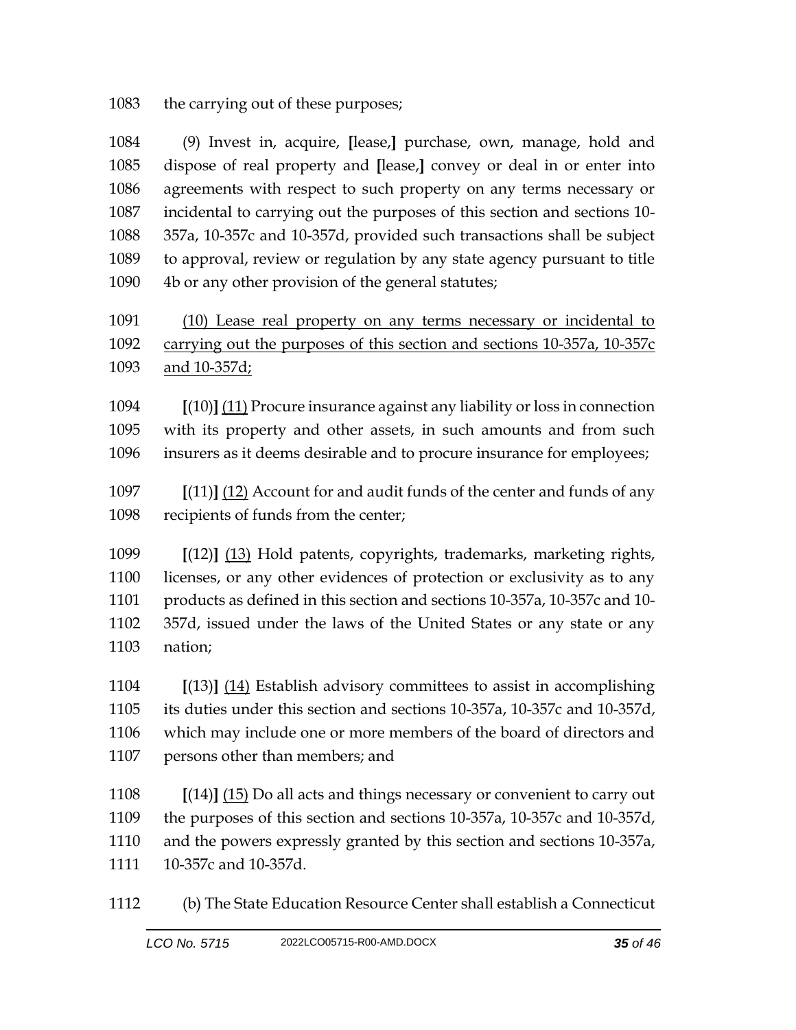1083 the carrying out of these purposes;

1084 (9) Invest in, acquire, [lease,] purchase, own, manage, hold and
1085 dispose of real property and [lease,] convey or deal in or enter into
1086 agreements with respect to such property on any terms necessary or
1087 incidental to carrying out the purposes of this section and sections 10-
1088 357a, 10-357c and 10-357d, provided such transactions shall be subject
1089 to approval, review or regulation by any state agency pursuant to title
1090 4b or any other provision of the general statutes;

1091 <u>(10) Lease real property on any terms necessary or incidental to</u>
1092 <u>carrying out the purposes of this section and sections 10-357a, 10-357c</u>
1093 <u>and 10-357d;</u>

1094 [(10)] <u>(11)</u> Procure insurance against any liability or loss in connection
1095 with its property and other assets, in such amounts and from such
1096 insurers as it deems desirable and to procure insurance for employees;

1097 [(11)] <u>(12)</u> Account for and audit funds of the center and funds of any
1098 recipients of funds from the center;

1099 [(12)] <u>(13)</u> Hold patents, copyrights, trademarks, marketing rights,
1100 licenses, or any other evidences of protection or exclusivity as to any
1101 products as defined in this section and sections 10-357a, 10-357c and 10-
1102 357d, issued under the laws of the United States or any state or any
1103 nation;

1104 [(13)] <u>(14)</u> Establish advisory committees to assist in accomplishing
1105 its duties under this section and sections 10-357a, 10-357c and 10-357d,
1106 which may include one or more members of the board of directors and
1107 persons other than members; and

1108 [(14)] <u>(15)</u> Do all acts and things necessary or convenient to carry out
1109 the purposes of this section and sections 10-357a, 10-357c and 10-357d,
1110 and the powers expressly granted by this section and sections 10-357a,
1111 10-357c and 10-357d.

1112 (b) The State Education Resource Center shall establish a Connecticut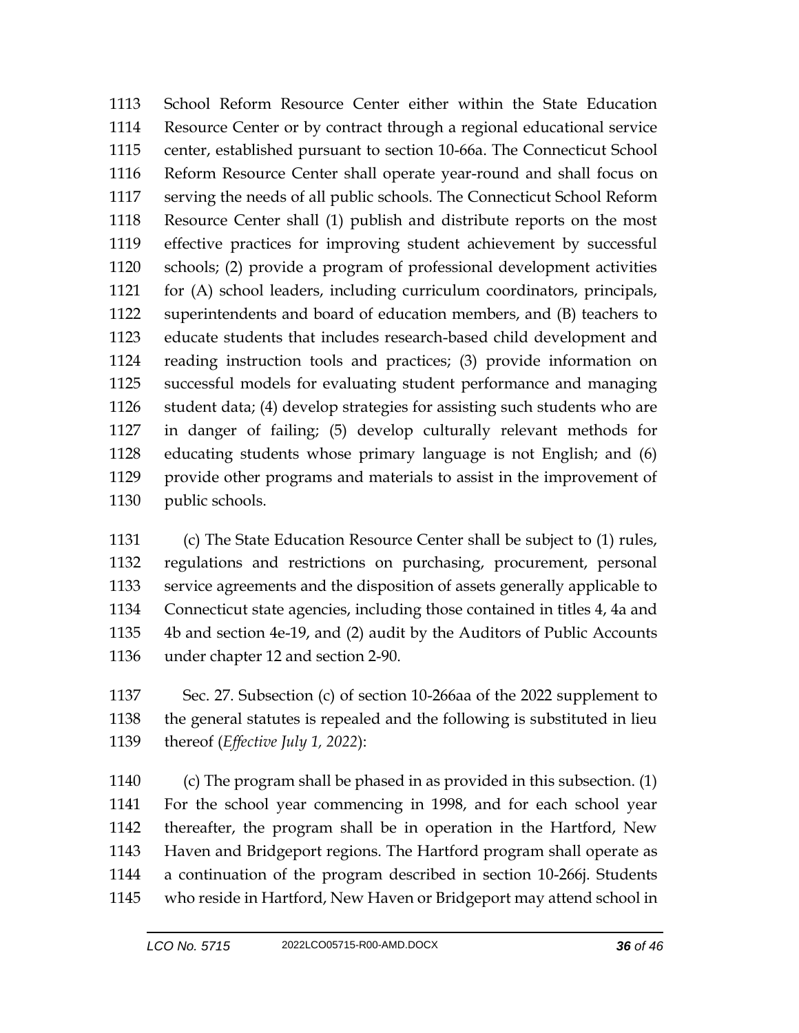School Reform Resource Center either within the State Education Resource Center or by contract through a regional educational service center, established pursuant to section 10-66a. The Connecticut School Reform Resource Center shall operate year-round and shall focus on serving the needs of all public schools. The Connecticut School Reform Resource Center shall (1) publish and distribute reports on the most effective practices for improving student achievement by successful schools; (2) provide a program of professional development activities for (A) school leaders, including curriculum coordinators, principals, superintendents and board of education members, and (B) teachers to educate students that includes research-based child development and reading instruction tools and practices; (3) provide information on successful models for evaluating student performance and managing student data; (4) develop strategies for assisting such students who are in danger of failing; (5) develop culturally relevant methods for educating students whose primary language is not English; and (6) provide other programs and materials to assist in the improvement of public schools.

(c) The State Education Resource Center shall be subject to (1) rules, regulations and restrictions on purchasing, procurement, personal service agreements and the disposition of assets generally applicable to Connecticut state agencies, including those contained in titles 4, 4a and 4b and section 4e-19, and (2) audit by the Auditors of Public Accounts under chapter 12 and section 2-90.

Sec. 27. Subsection (c) of section 10-266aa of the 2022 supplement to the general statutes is repealed and the following is substituted in lieu thereof (*Effective July 1, 2022*):

(c) The program shall be phased in as provided in this subsection. (1) For the school year commencing in 1998, and for each school year thereafter, the program shall be in operation in the Hartford, New Haven and Bridgeport regions. The Hartford program shall operate as a continuation of the program described in section 10-266j. Students who reside in Hartford, New Haven or Bridgeport may attend school in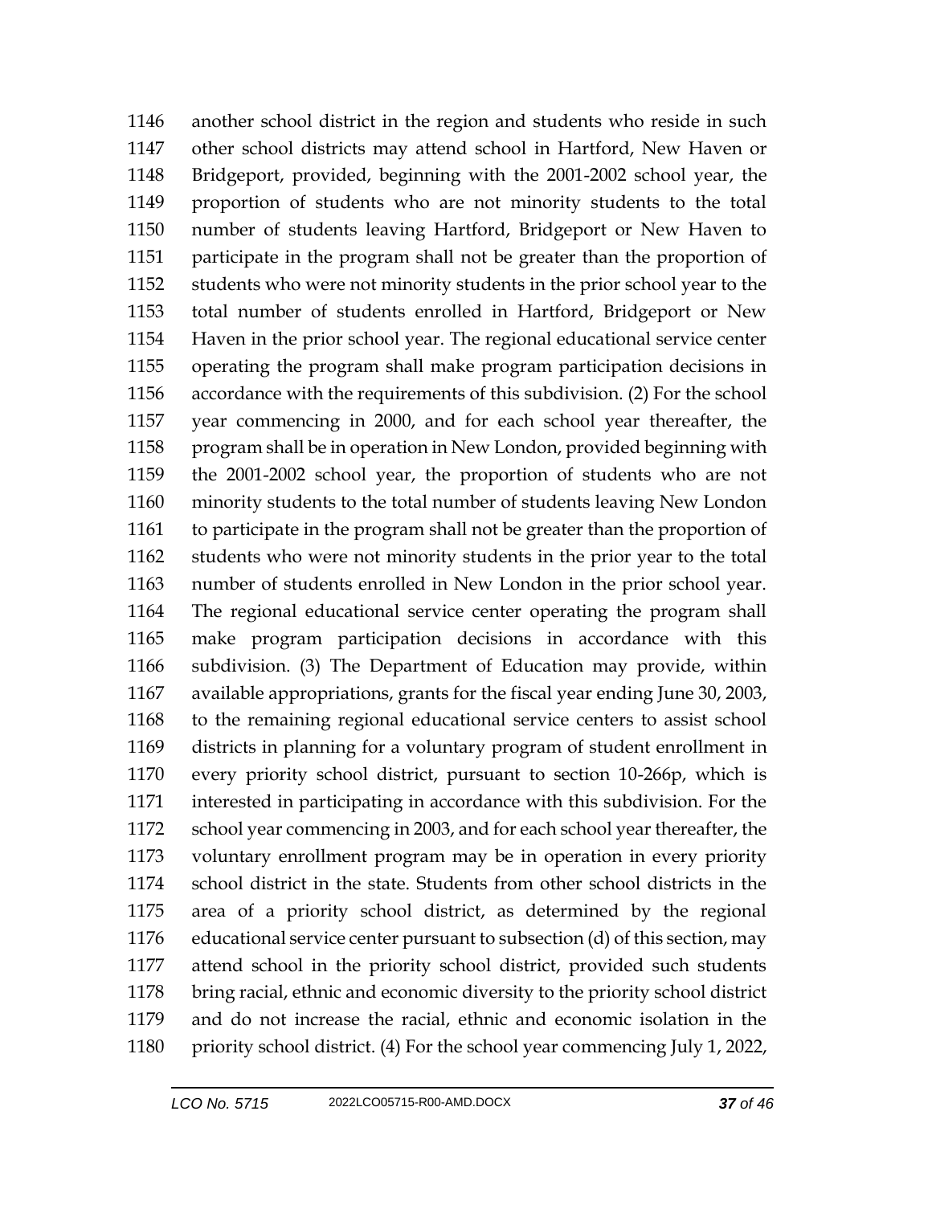another school district in the region and students who reside in such other school districts may attend school in Hartford, New Haven or Bridgeport, provided, beginning with the 2001-2002 school year, the proportion of students who are not minority students to the total number of students leaving Hartford, Bridgeport or New Haven to participate in the program shall not be greater than the proportion of students who were not minority students in the prior school year to the total number of students enrolled in Hartford, Bridgeport or New Haven in the prior school year. The regional educational service center operating the program shall make program participation decisions in accordance with the requirements of this subdivision. (2) For the school year commencing in 2000, and for each school year thereafter, the program shall be in operation in New London, provided beginning with the 2001-2002 school year, the proportion of students who are not minority students to the total number of students leaving New London to participate in the program shall not be greater than the proportion of students who were not minority students in the prior year to the total number of students enrolled in New London in the prior school year. The regional educational service center operating the program shall make program participation decisions in accordance with this subdivision. (3) The Department of Education may provide, within available appropriations, grants for the fiscal year ending June 30, 2003, to the remaining regional educational service centers to assist school districts in planning for a voluntary program of student enrollment in every priority school district, pursuant to section 10-266p, which is interested in participating in accordance with this subdivision. For the school year commencing in 2003, and for each school year thereafter, the voluntary enrollment program may be in operation in every priority school district in the state. Students from other school districts in the area of a priority school district, as determined by the regional educational service center pursuant to subsection (d) of this section, may attend school in the priority school district, provided such students bring racial, ethnic and economic diversity to the priority school district and do not increase the racial, ethnic and economic isolation in the priority school district. (4) For the school year commencing July 1, 2022,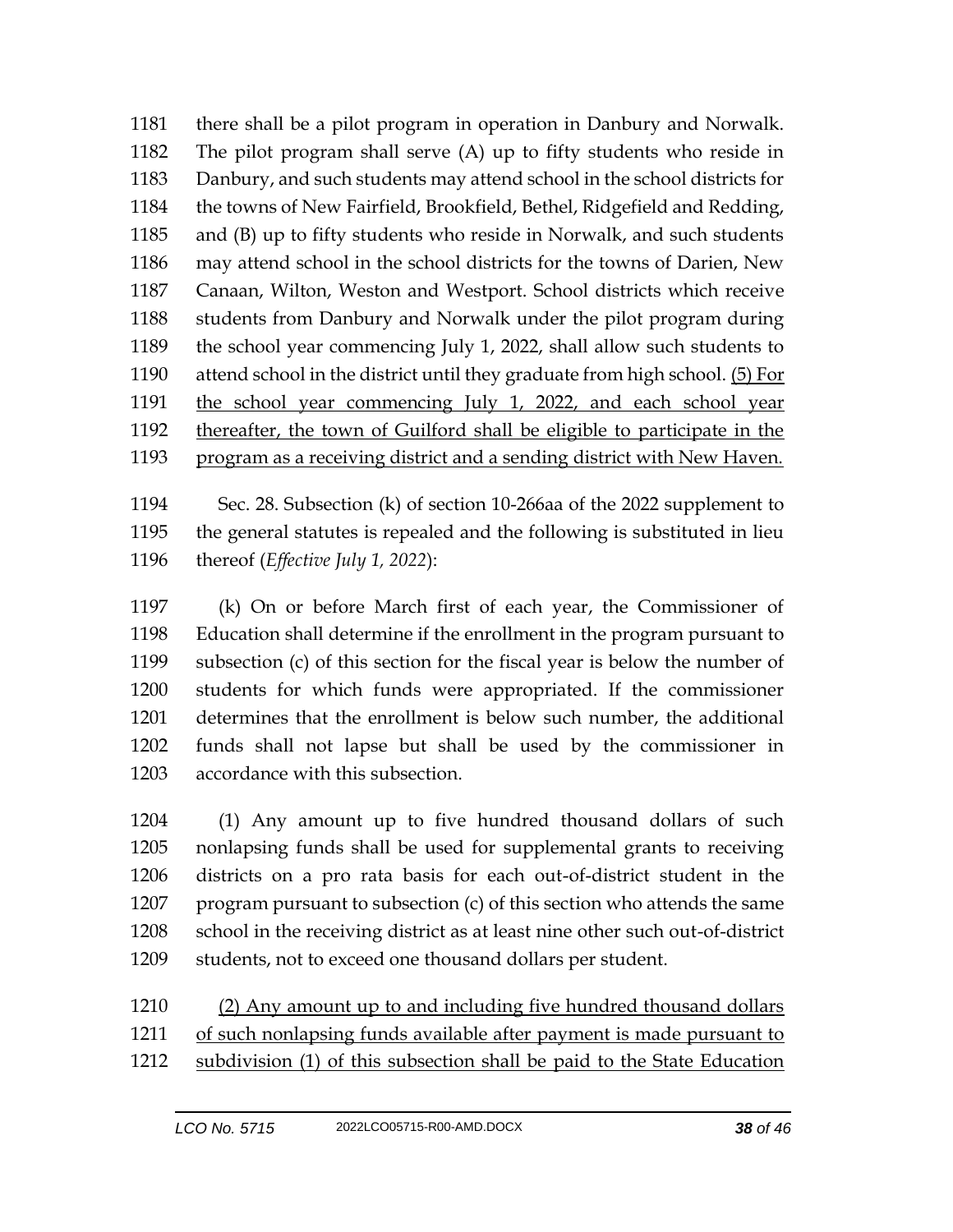1181 there shall be a pilot program in operation in Danbury and Norwalk.
1182 The pilot program shall serve (A) up to fifty students who reside in
1183 Danbury, and such students may attend school in the school districts for
1184 the towns of New Fairfield, Brookfield, Bethel, Ridgefield and Redding,
1185 and (B) up to fifty students who reside in Norwalk, and such students
1186 may attend school in the school districts for the towns of Darien, New
1187 Canaan, Wilton, Weston and Westport. School districts which receive
1188 students from Danbury and Norwalk under the pilot program during
1189 the school year commencing July 1, 2022, shall allow such students to
1190 attend school in the district until they graduate from high school. <u>(5) For</u>
1191 <u>the school year commencing July 1, 2022, and each school year</u>
1192 <u>thereafter, the town of Guilford shall be eligible to participate in the</u>
1193 <u>program as a receiving district and a sending district with New Haven.</u>

1194 Sec. 28. Subsection (k) of section 10-266aa of the 2022 supplement to
1195 the general statutes is repealed and the following is substituted in lieu
1196 thereof (*Effective July 1, 2022*):

1197 (k) On or before March first of each year, the Commissioner of
1198 Education shall determine if the enrollment in the program pursuant to
1199 subsection (c) of this section for the fiscal year is below the number of
1200 students for which funds were appropriated. If the commissioner
1201 determines that the enrollment is below such number, the additional
1202 funds shall not lapse but shall be used by the commissioner in
1203 accordance with this subsection.

1204 (1) Any amount up to five hundred thousand dollars of such
1205 nonlapsing funds shall be used for supplemental grants to receiving
1206 districts on a pro rata basis for each out-of-district student in the
1207 program pursuant to subsection (c) of this section who attends the same
1208 school in the receiving district as at least nine other such out-of-district
1209 students, not to exceed one thousand dollars per student.

1210 <u>(2) Any amount up to and including five hundred thousand dollars</u>
1211 <u>of such nonlapsing funds available after payment is made pursuant to</u>
1212 <u>subdivision (1) of this subsection shall be paid to the State Education</u>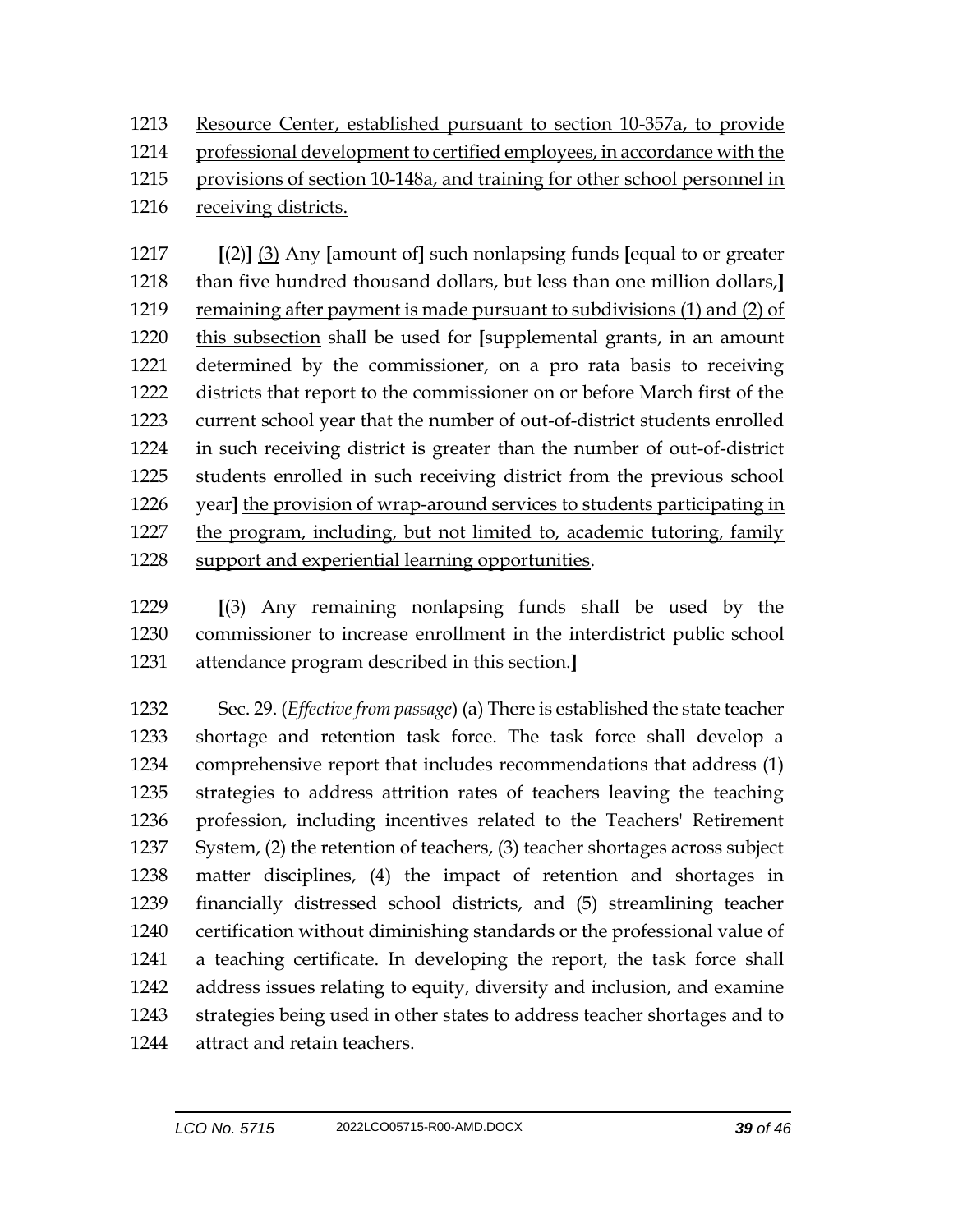1213 <u>Resource Center, established pursuant to section 10-357a, to provide</u>
1214 <u>professional development to certified employees, in accordance with the</u>
1215 <u>provisions of section 10-148a, and training for other school personnel in</u>
1216 <u>receiving districts.</u>

1217 **[**(2)**]** <u>(3)</u> Any **[**amount of**]** such nonlapsing funds **[**equal to or greater
1218 than five hundred thousand dollars, but less than one million dollars,**]**
1219 <u>remaining after payment is made pursuant to subdivisions (1) and (2) of</u>
1220 <u>this subsection</u> shall be used for **[**supplemental grants, in an amount
1221 determined by the commissioner, on a pro rata basis to receiving
1222 districts that report to the commissioner on or before March first of the
1223 current school year that the number of out-of-district students enrolled
1224 in such receiving district is greater than the number of out-of-district
1225 students enrolled in such receiving district from the previous school
1226 year**]** <u>the provision of wrap-around services to students participating in</u>
1227 <u>the program, including, but not limited to, academic tutoring, family</u>
1228 <u>support and experiential learning opportunities</u>.

1229 **[**(3) Any remaining nonlapsing funds shall be used by the
1230 commissioner to increase enrollment in the interdistrict public school
1231 attendance program described in this section.**]**

1232 Sec. 29. (*Effective from passage*) (a) There is established the state teacher
1233 shortage and retention task force. The task force shall develop a
1234 comprehensive report that includes recommendations that address (1)
1235 strategies to address attrition rates of teachers leaving the teaching
1236 profession, including incentives related to the Teachers' Retirement
1237 System, (2) the retention of teachers, (3) teacher shortages across subject
1238 matter disciplines, (4) the impact of retention and shortages in
1239 financially distressed school districts, and (5) streamlining teacher
1240 certification without diminishing standards or the professional value of
1241 a teaching certificate. In developing the report, the task force shall
1242 address issues relating to equity, diversity and inclusion, and examine
1243 strategies being used in other states to address teacher shortages and to
1244 attract and retain teachers.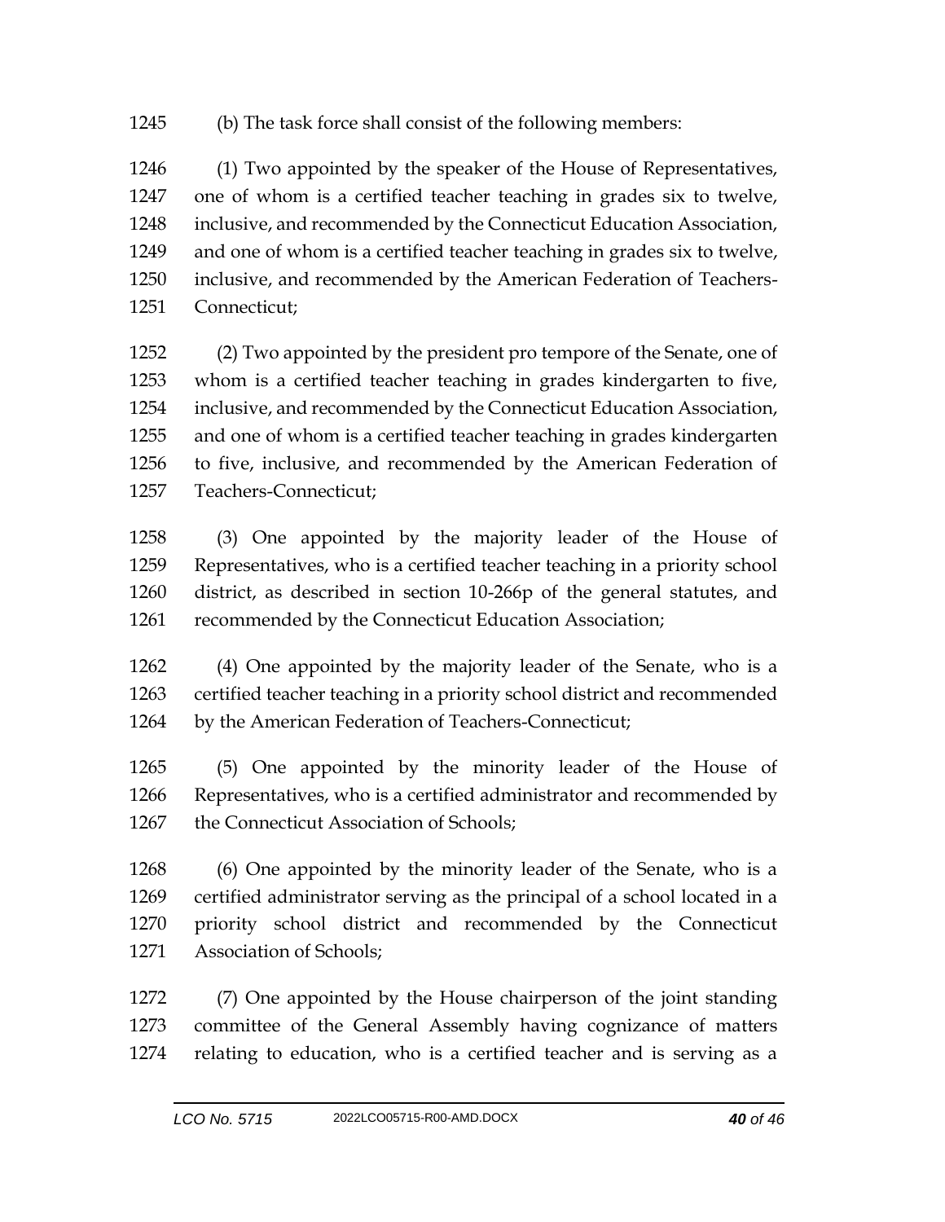(b) The task force shall consist of the following members:

(1) Two appointed by the speaker of the House of Representatives, one of whom is a certified teacher teaching in grades six to twelve, inclusive, and recommended by the Connecticut Education Association, and one of whom is a certified teacher teaching in grades six to twelve, inclusive, and recommended by the American Federation of Teachers-Connecticut;

(2) Two appointed by the president pro tempore of the Senate, one of whom is a certified teacher teaching in grades kindergarten to five, inclusive, and recommended by the Connecticut Education Association, and one of whom is a certified teacher teaching in grades kindergarten to five, inclusive, and recommended by the American Federation of Teachers-Connecticut;

(3) One appointed by the majority leader of the House of Representatives, who is a certified teacher teaching in a priority school district, as described in section 10-266p of the general statutes, and recommended by the Connecticut Education Association;

(4) One appointed by the majority leader of the Senate, who is a certified teacher teaching in a priority school district and recommended by the American Federation of Teachers-Connecticut;

(5) One appointed by the minority leader of the House of Representatives, who is a certified administrator and recommended by the Connecticut Association of Schools;

(6) One appointed by the minority leader of the Senate, who is a certified administrator serving as the principal of a school located in a priority school district and recommended by the Connecticut Association of Schools;

(7) One appointed by the House chairperson of the joint standing committee of the General Assembly having cognizance of matters relating to education, who is a certified teacher and is serving as a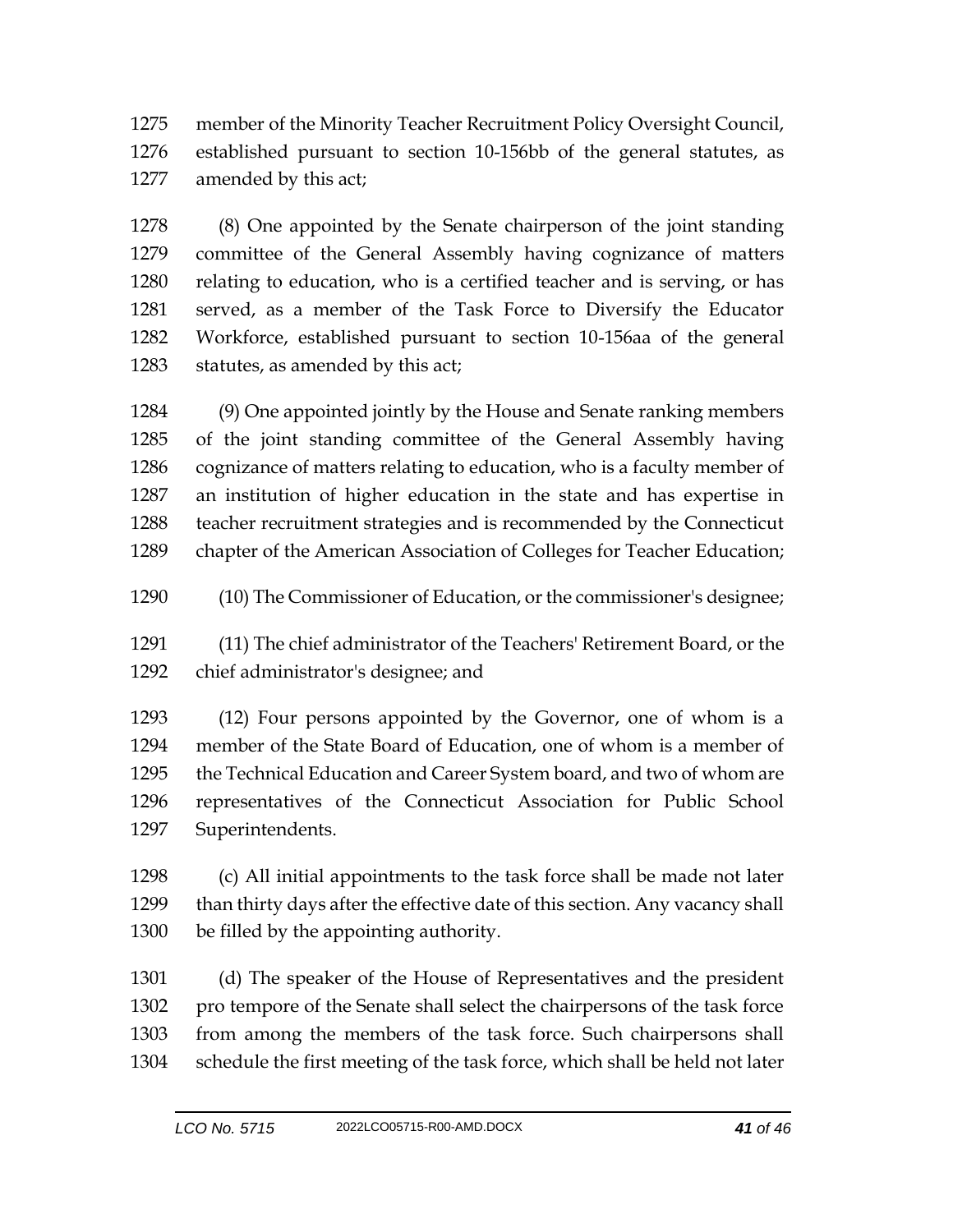member of the Minority Teacher Recruitment Policy Oversight Council, established pursuant to section 10-156bb of the general statutes, as amended by this act;

(8) One appointed by the Senate chairperson of the joint standing committee of the General Assembly having cognizance of matters relating to education, who is a certified teacher and is serving, or has served, as a member of the Task Force to Diversify the Educator Workforce, established pursuant to section 10-156aa of the general statutes, as amended by this act;

(9) One appointed jointly by the House and Senate ranking members of the joint standing committee of the General Assembly having cognizance of matters relating to education, who is a faculty member of an institution of higher education in the state and has expertise in teacher recruitment strategies and is recommended by the Connecticut chapter of the American Association of Colleges for Teacher Education;

(10) The Commissioner of Education, or the commissioner's designee;

(11) The chief administrator of the Teachers' Retirement Board, or the chief administrator's designee; and

(12) Four persons appointed by the Governor, one of whom is a member of the State Board of Education, one of whom is a member of the Technical Education and Career System board, and two of whom are representatives of the Connecticut Association for Public School Superintendents.

(c) All initial appointments to the task force shall be made not later than thirty days after the effective date of this section. Any vacancy shall be filled by the appointing authority.

(d) The speaker of the House of Representatives and the president pro tempore of the Senate shall select the chairpersons of the task force from among the members of the task force. Such chairpersons shall schedule the first meeting of the task force, which shall be held not later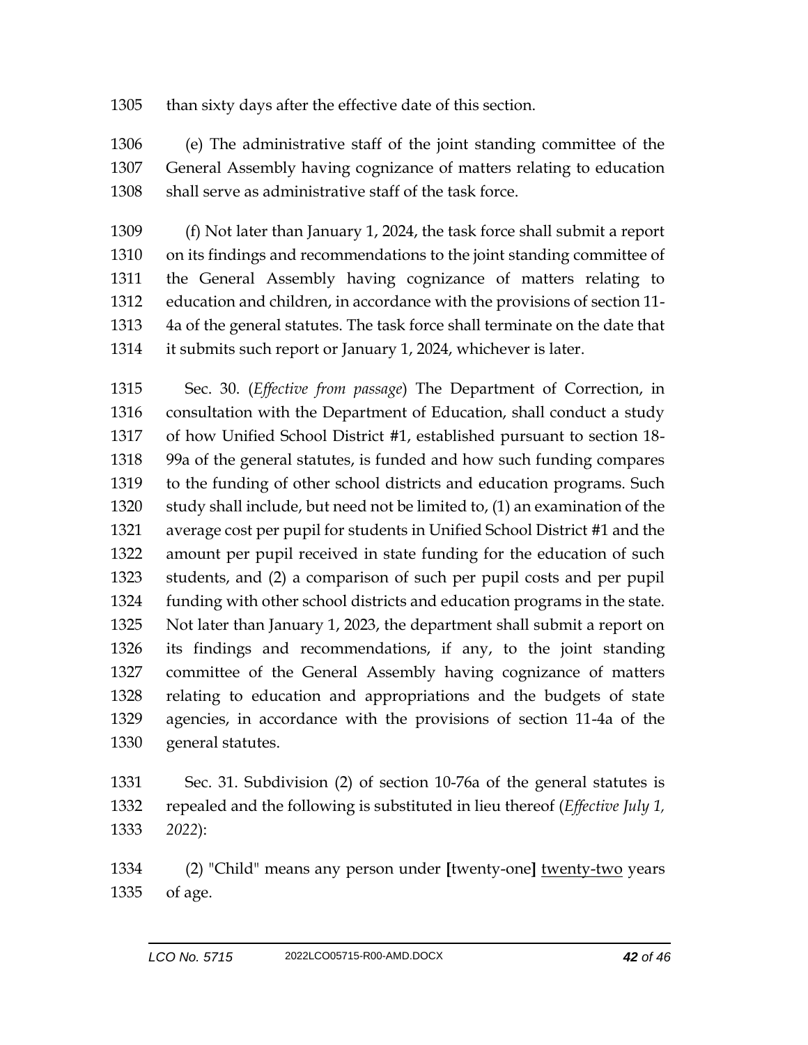than sixty days after the effective date of this section.

(e) The administrative staff of the joint standing committee of the General Assembly having cognizance of matters relating to education shall serve as administrative staff of the task force.

(f) Not later than January 1, 2024, the task force shall submit a report on its findings and recommendations to the joint standing committee of the General Assembly having cognizance of matters relating to education and children, in accordance with the provisions of section 11-4a of the general statutes. The task force shall terminate on the date that it submits such report or January 1, 2024, whichever is later.

Sec. 30. (*Effective from passage*) The Department of Correction, in consultation with the Department of Education, shall conduct a study of how Unified School District #1, established pursuant to section 18-99a of the general statutes, is funded and how such funding compares to the funding of other school districts and education programs. Such study shall include, but need not be limited to, (1) an examination of the average cost per pupil for students in Unified School District #1 and the amount per pupil received in state funding for the education of such students, and (2) a comparison of such per pupil costs and per pupil funding with other school districts and education programs in the state. Not later than January 1, 2023, the department shall submit a report on its findings and recommendations, if any, to the joint standing committee of the General Assembly having cognizance of matters relating to education and appropriations and the budgets of state agencies, in accordance with the provisions of section 11-4a of the general statutes.

Sec. 31. Subdivision (2) of section 10-76a of the general statutes is repealed and the following is substituted in lieu thereof (*Effective July 1, 2022*):

(2) "Child" means any person under **[**twenty-one**]** <u>twenty-two</u> years of age.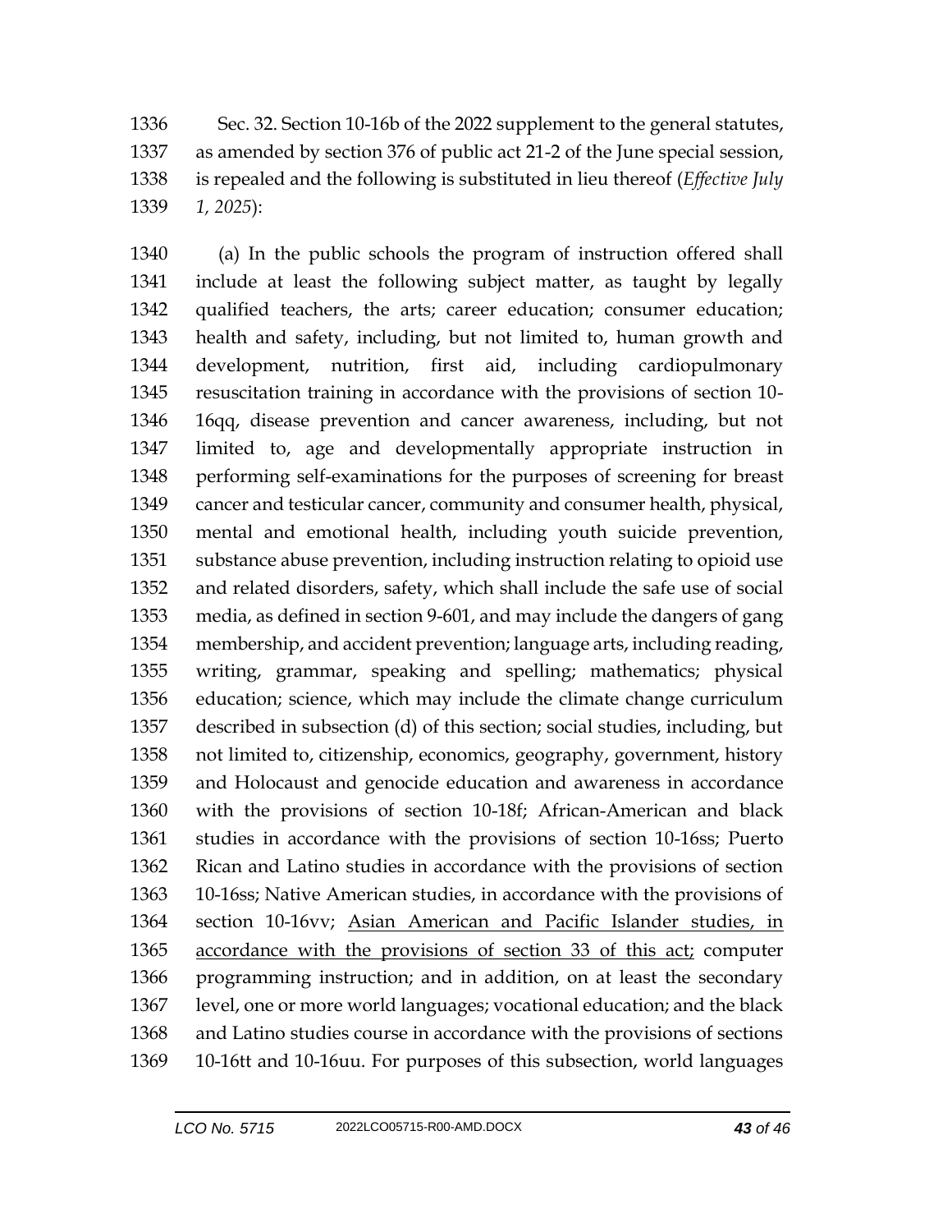1336 Sec. 32. Section 10-16b of the 2022 supplement to the general statutes,
1337 as amended by section 376 of public act 21-2 of the June special session,
1338 is repealed and the following is substituted in lieu thereof (*Effective July*
1339 *1, 2025*):

1340 (a) In the public schools the program of instruction offered shall
1341 include at least the following subject matter, as taught by legally
1342 qualified teachers, the arts; career education; consumer education;
1343 health and safety, including, but not limited to, human growth and
1344 development, nutrition, first aid, including cardiopulmonary
1345 resuscitation training in accordance with the provisions of section 10-
1346 16qq, disease prevention and cancer awareness, including, but not
1347 limited to, age and developmentally appropriate instruction in
1348 performing self-examinations for the purposes of screening for breast
1349 cancer and testicular cancer, community and consumer health, physical,
1350 mental and emotional health, including youth suicide prevention,
1351 substance abuse prevention, including instruction relating to opioid use
1352 and related disorders, safety, which shall include the safe use of social
1353 media, as defined in section 9-601, and may include the dangers of gang
1354 membership, and accident prevention; language arts, including reading,
1355 writing, grammar, speaking and spelling; mathematics; physical
1356 education; science, which may include the climate change curriculum
1357 described in subsection (d) of this section; social studies, including, but
1358 not limited to, citizenship, economics, geography, government, history
1359 and Holocaust and genocide education and awareness in accordance
1360 with the provisions of section 10-18f; African-American and black
1361 studies in accordance with the provisions of section 10-16ss; Puerto
1362 Rican and Latino studies in accordance with the provisions of section
1363 10-16ss; Native American studies, in accordance with the provisions of
1364 section 10-16vv; <u>Asian American and Pacific Islander studies, in</u>
1365 <u>accordance with the provisions of section 33 of this act;</u> computer
1366 programming instruction; and in addition, on at least the secondary
1367 level, one or more world languages; vocational education; and the black
1368 and Latino studies course in accordance with the provisions of sections
1369 10-16tt and 10-16uu. For purposes of this subsection, world languages

LCO No. 5715 2022LCO05715-R00-AMD.DOCX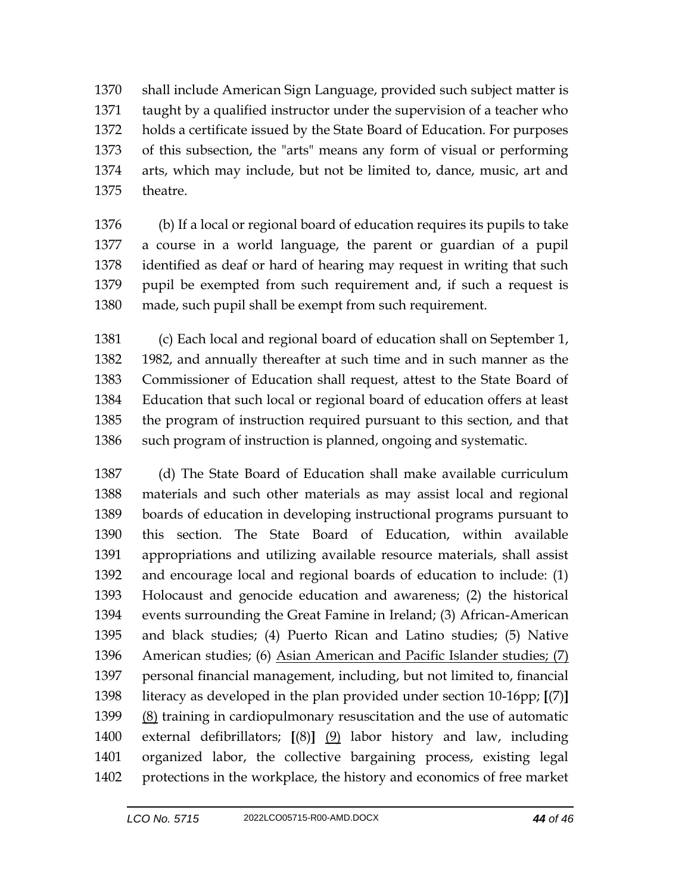shall include American Sign Language, provided such subject matter is taught by a qualified instructor under the supervision of a teacher who holds a certificate issued by the State Board of Education. For purposes of this subsection, the "arts" means any form of visual or performing arts, which may include, but not be limited to, dance, music, art and theatre.

(b) If a local or regional board of education requires its pupils to take a course in a world language, the parent or guardian of a pupil identified as deaf or hard of hearing may request in writing that such pupil be exempted from such requirement and, if such a request is made, such pupil shall be exempt from such requirement.

(c) Each local and regional board of education shall on September 1, 1982, and annually thereafter at such time and in such manner as the Commissioner of Education shall request, attest to the State Board of Education that such local or regional board of education offers at least the program of instruction required pursuant to this section, and that such program of instruction is planned, ongoing and systematic.

(d) The State Board of Education shall make available curriculum materials and such other materials as may assist local and regional boards of education in developing instructional programs pursuant to this section. The State Board of Education, within available appropriations and utilizing available resource materials, shall assist and encourage local and regional boards of education to include: (1) Holocaust and genocide education and awareness; (2) the historical events surrounding the Great Famine in Ireland; (3) African-American and black studies; (4) Puerto Rican and Latino studies; (5) Native American studies; (6) <u>Asian American and Pacific Islander studies; (7)</u> personal financial management, including, but not limited to, financial literacy as developed in the plan provided under section 10-16pp; **[**(7)**]** <u>(8)</u> training in cardiopulmonary resuscitation and the use of automatic external defibrillators; **[**(8)**]** <u>(9)</u> labor history and law, including organized labor, the collective bargaining process, existing legal protections in the workplace, the history and economics of free market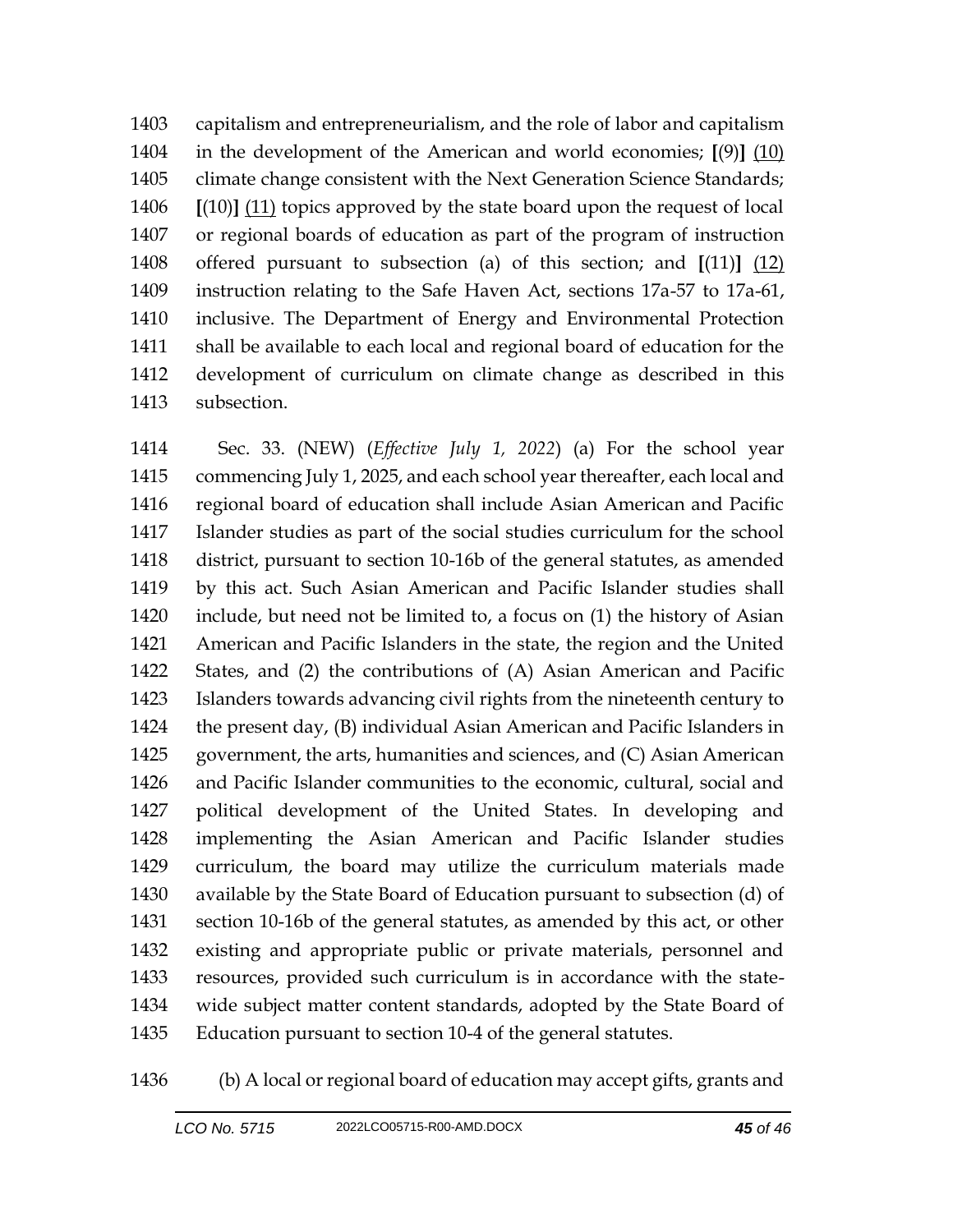1403 capitalism and entrepreneurialism, and the role of labor and capitalism
1404 in the development of the American and world economies; **[**(9)**]** (10)
1405 climate change consistent with the Next Generation Science Standards;
1406 **[**(10)**]** (11) topics approved by the state board upon the request of local
1407 or regional boards of education as part of the program of instruction
1408 offered pursuant to subsection (a) of this section; and **[**(11)**]** (12)
1409 instruction relating to the Safe Haven Act, sections 17a-57 to 17a-61,
1410 inclusive. The Department of Energy and Environmental Protection
1411 shall be available to each local and regional board of education for the
1412 development of curriculum on climate change as described in this
1413 subsection.

1414 Sec. 33. (NEW) (*Effective July 1, 2022*) (a) For the school year
1415 commencing July 1, 2025, and each school year thereafter, each local and
1416 regional board of education shall include Asian American and Pacific
1417 Islander studies as part of the social studies curriculum for the school
1418 district, pursuant to section 10-16b of the general statutes, as amended
1419 by this act. Such Asian American and Pacific Islander studies shall
1420 include, but need not be limited to, a focus on (1) the history of Asian
1421 American and Pacific Islanders in the state, the region and the United
1422 States, and (2) the contributions of (A) Asian American and Pacific
1423 Islanders towards advancing civil rights from the nineteenth century to
1424 the present day, (B) individual Asian American and Pacific Islanders in
1425 government, the arts, humanities and sciences, and (C) Asian American
1426 and Pacific Islander communities to the economic, cultural, social and
1427 political development of the United States. In developing and
1428 implementing the Asian American and Pacific Islander studies
1429 curriculum, the board may utilize the curriculum materials made
1430 available by the State Board of Education pursuant to subsection (d) of
1431 section 10-16b of the general statutes, as amended by this act, or other
1432 existing and appropriate public or private materials, personnel and
1433 resources, provided such curriculum is in accordance with the state-
1434 wide subject matter content standards, adopted by the State Board of
1435 Education pursuant to section 10-4 of the general statutes.

1436 (b) A local or regional board of education may accept gifts, grants and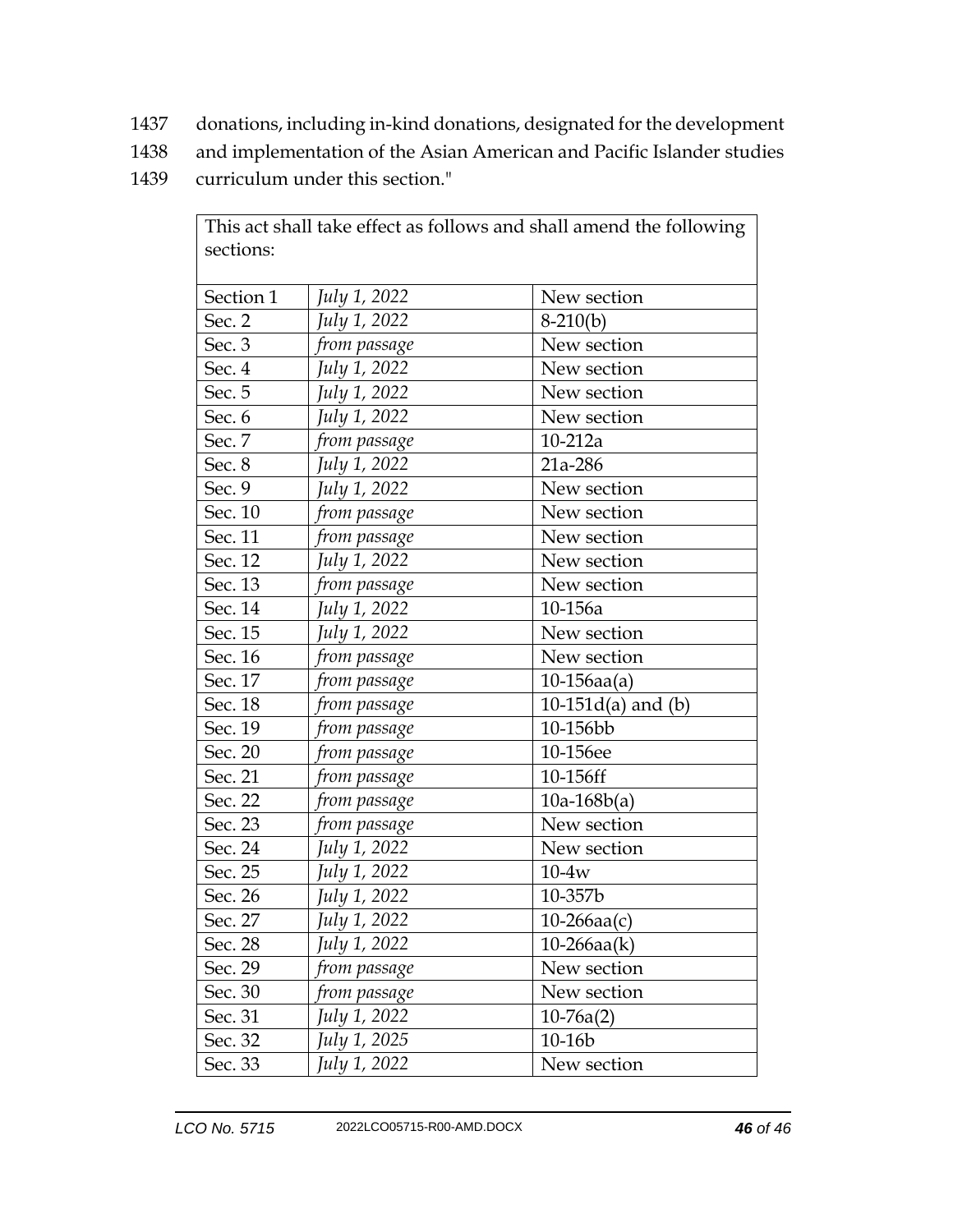1437 donations, including in-kind donations, designated for the development
1438 and implementation of the Asian American and Pacific Islander studies
1439 curriculum under this section."

| This act shall take effect as follows and shall amend the following sections: | | |
|---|---|---|
| Section 1 | *July 1, 2022* | New section |
| Sec. 2 | *July 1, 2022* | 8-210(b) |
| Sec. 3 | *from passage* | New section |
| Sec. 4 | *July 1, 2022* | New section |
| Sec. 5 | *July 1, 2022* | New section |
| Sec. 6 | *July 1, 2022* | New section |
| Sec. 7 | *from passage* | 10-212a |
| Sec. 8 | *July 1, 2022* | 21a-286 |
| Sec. 9 | *July 1, 2022* | New section |
| Sec. 10 | *from passage* | New section |
| Sec. 11 | *from passage* | New section |
| Sec. 12 | *July 1, 2022* | New section |
| Sec. 13 | *from passage* | New section |
| Sec. 14 | *July 1, 2022* | 10-156a |
| Sec. 15 | *July 1, 2022* | New section |
| Sec. 16 | *from passage* | New section |
| Sec. 17 | *from passage* | 10-156aa(a) |
| Sec. 18 | *from passage* | 10-151d(a) and (b) |
| Sec. 19 | *from passage* | 10-156bb |
| Sec. 20 | *from passage* | 10-156ee |
| Sec. 21 | *from passage* | 10-156ff |
| Sec. 22 | *from passage* | 10a-168b(a) |
| Sec. 23 | *from passage* | New section |
| Sec. 24 | *July 1, 2022* | New section |
| Sec. 25 | *July 1, 2022* | 10-4w |
| Sec. 26 | *July 1, 2022* | 10-357b |
| Sec. 27 | *July 1, 2022* | 10-266aa(c) |
| Sec. 28 | *July 1, 2022* | 10-266aa(k) |
| Sec. 29 | *from passage* | New section |
| Sec. 30 | *from passage* | New section |
| Sec. 31 | *July 1, 2022* | 10-76a(2) |
| Sec. 32 | *July 1, 2025* | 10-16b |
| Sec. 33 | *July 1, 2022* | New section |